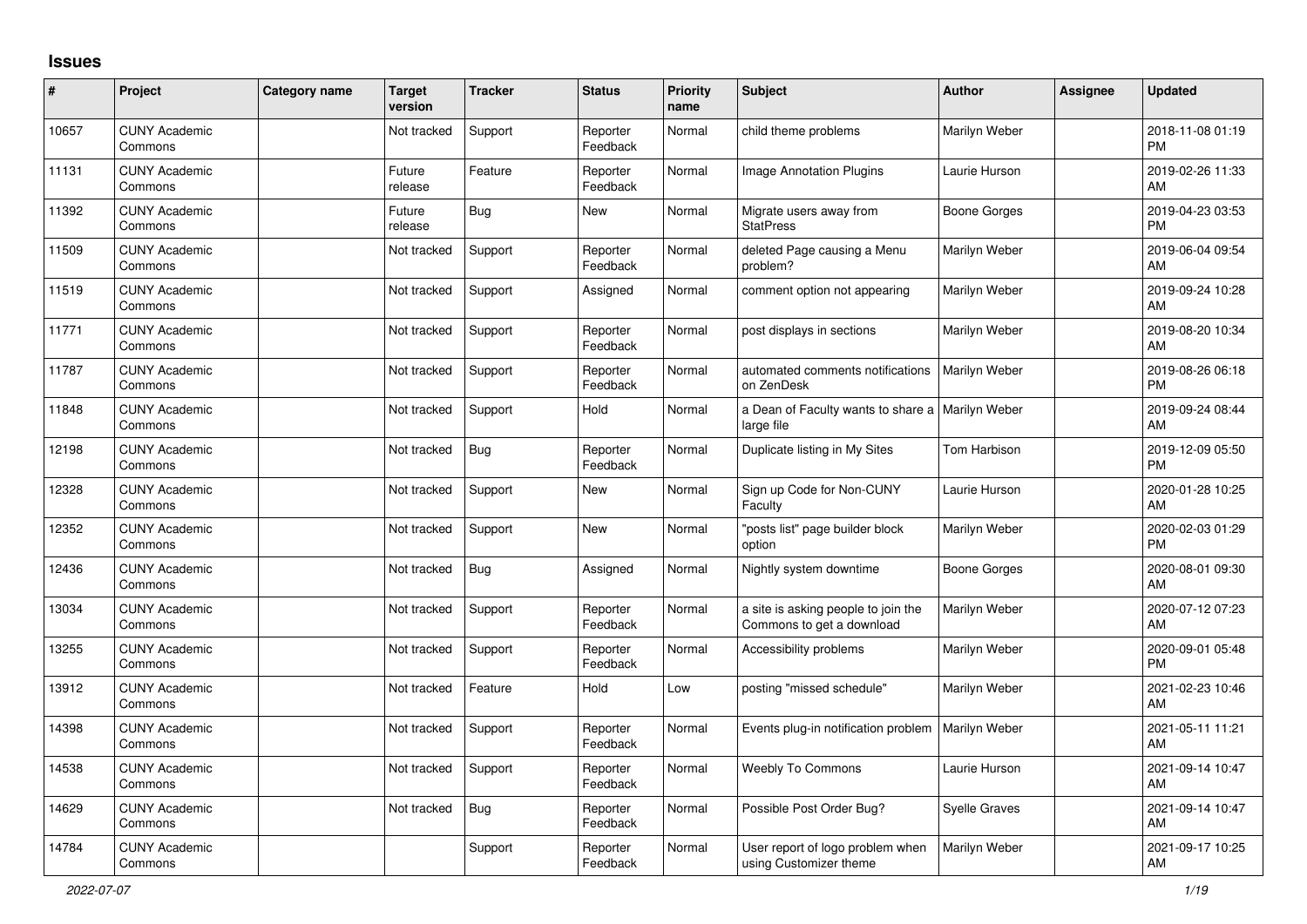# Issues

| # | Project | Category name | Target version | Tracker | Status | Priority name | Subject | Author | Assignee | Updated |
|---|---|---|---|---|---|---|---|---|---|---|
| 10657 | CUNY Academic Commons | | Not tracked | Support | Reporter Feedback | Normal | child theme problems | Marilyn Weber | | 2018-11-08 01:19 PM |
| 11131 | CUNY Academic Commons | | Future release | Feature | Reporter Feedback | Normal | Image Annotation Plugins | Laurie Hurson | | 2019-02-26 11:33 AM |
| 11392 | CUNY Academic Commons | | Future release | Bug | New | Normal | Migrate users away from StatPress | Boone Gorges | | 2019-04-23 03:53 PM |
| 11509 | CUNY Academic Commons | | Not tracked | Support | Reporter Feedback | Normal | deleted Page causing a Menu problem? | Marilyn Weber | | 2019-06-04 09:54 AM |
| 11519 | CUNY Academic Commons | | Not tracked | Support | Assigned | Normal | comment option not appearing | Marilyn Weber | | 2019-09-24 10:28 AM |
| 11771 | CUNY Academic Commons | | Not tracked | Support | Reporter Feedback | Normal | post displays in sections | Marilyn Weber | | 2019-08-20 10:34 AM |
| 11787 | CUNY Academic Commons | | Not tracked | Support | Reporter Feedback | Normal | automated comments notifications on ZenDesk | Marilyn Weber | | 2019-08-26 06:18 PM |
| 11848 | CUNY Academic Commons | | Not tracked | Support | Hold | Normal | a Dean of Faculty wants to share a large file | Marilyn Weber | | 2019-09-24 08:44 AM |
| 12198 | CUNY Academic Commons | | Not tracked | Bug | Reporter Feedback | Normal | Duplicate listing in My Sites | Tom Harbison | | 2019-12-09 05:50 PM |
| 12328 | CUNY Academic Commons | | Not tracked | Support | New | Normal | Sign up Code for Non-CUNY Faculty | Laurie Hurson | | 2020-01-28 10:25 AM |
| 12352 | CUNY Academic Commons | | Not tracked | Support | New | Normal | "posts list" page builder block option | Marilyn Weber | | 2020-02-03 01:29 PM |
| 12436 | CUNY Academic Commons | | Not tracked | Bug | Assigned | Normal | Nightly system downtime | Boone Gorges | | 2020-08-01 09:30 AM |
| 13034 | CUNY Academic Commons | | Not tracked | Support | Reporter Feedback | Normal | a site is asking people to join the Commons to get a download | Marilyn Weber | | 2020-07-12 07:23 AM |
| 13255 | CUNY Academic Commons | | Not tracked | Support | Reporter Feedback | Normal | Accessibility problems | Marilyn Weber | | 2020-09-01 05:48 PM |
| 13912 | CUNY Academic Commons | | Not tracked | Feature | Hold | Low | posting "missed schedule" | Marilyn Weber | | 2021-02-23 10:46 AM |
| 14398 | CUNY Academic Commons | | Not tracked | Support | Reporter Feedback | Normal | Events plug-in notification problem | Marilyn Weber | | 2021-05-11 11:21 AM |
| 14538 | CUNY Academic Commons | | Not tracked | Support | Reporter Feedback | Normal | Weebly To Commons | Laurie Hurson | | 2021-09-14 10:47 AM |
| 14629 | CUNY Academic Commons | | Not tracked | Bug | Reporter Feedback | Normal | Possible Post Order Bug? | Syelle Graves | | 2021-09-14 10:47 AM |
| 14784 | CUNY Academic Commons | | | Support | Reporter Feedback | Normal | User report of logo problem when using Customizer theme | Marilyn Weber | | 2021-09-17 10:25 AM |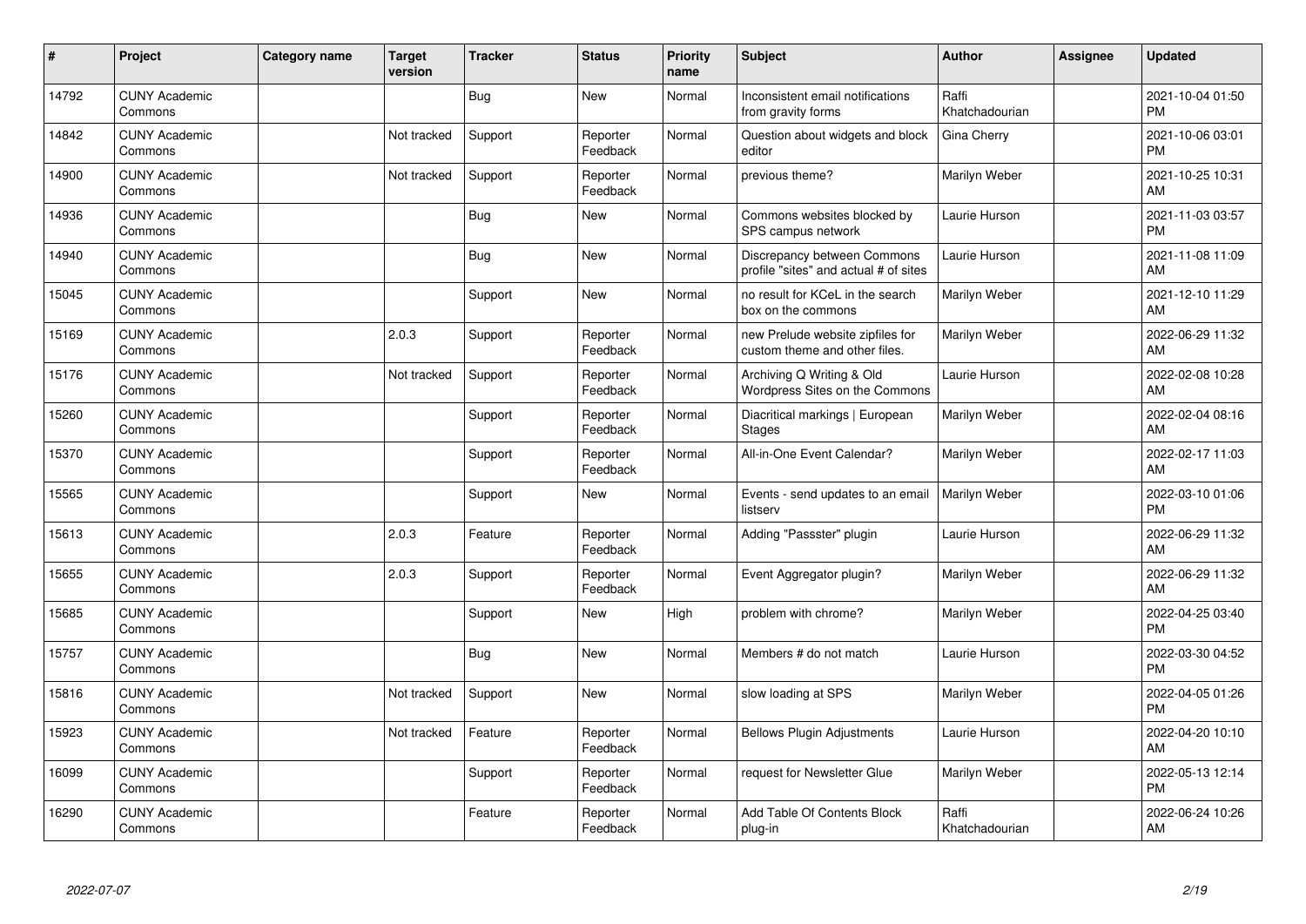| # | Project | Category name | Target version | Tracker | Status | Priority name | Subject | Author | Assignee | Updated |
|---|---|---|---|---|---|---|---|---|---|---|
| 14792 | CUNY Academic Commons | | | Bug | New | Normal | Inconsistent email notifications from gravity forms | Raffi Khatchadourian | | 2021-10-04 01:50 PM |
| 14842 | CUNY Academic Commons | | Not tracked | Support | Reporter Feedback | Normal | Question about widgets and block editor | Gina Cherry | | 2021-10-06 03:01 PM |
| 14900 | CUNY Academic Commons | | Not tracked | Support | Reporter Feedback | Normal | previous theme? | Marilyn Weber | | 2021-10-25 10:31 AM |
| 14936 | CUNY Academic Commons | | | Bug | New | Normal | Commons websites blocked by SPS campus network | Laurie Hurson | | 2021-11-03 03:57 PM |
| 14940 | CUNY Academic Commons | | | Bug | New | Normal | Discrepancy between Commons profile "sites" and actual # of sites | Laurie Hurson | | 2021-11-08 11:09 AM |
| 15045 | CUNY Academic Commons | | | Support | New | Normal | no result for KCeL in the search box on the commons | Marilyn Weber | | 2021-12-10 11:29 AM |
| 15169 | CUNY Academic Commons | | 2.0.3 | Support | Reporter Feedback | Normal | new Prelude website zipfiles for custom theme and other files. | Marilyn Weber | | 2022-06-29 11:32 AM |
| 15176 | CUNY Academic Commons | | Not tracked | Support | Reporter Feedback | Normal | Archiving Q Writing & Old Wordpress Sites on the Commons | Laurie Hurson | | 2022-02-08 10:28 AM |
| 15260 | CUNY Academic Commons | | | Support | Reporter Feedback | Normal | Diacritical markings \| European Stages | Marilyn Weber | | 2022-02-04 08:16 AM |
| 15370 | CUNY Academic Commons | | | Support | Reporter Feedback | Normal | All-in-One Event Calendar? | Marilyn Weber | | 2022-02-17 11:03 AM |
| 15565 | CUNY Academic Commons | | | Support | New | Normal | Events - send updates to an email listserv | Marilyn Weber | | 2022-03-10 01:06 PM |
| 15613 | CUNY Academic Commons | | 2.0.3 | Feature | Reporter Feedback | Normal | Adding "Passster" plugin | Laurie Hurson | | 2022-06-29 11:32 AM |
| 15655 | CUNY Academic Commons | | 2.0.3 | Support | Reporter Feedback | Normal | Event Aggregator plugin? | Marilyn Weber | | 2022-06-29 11:32 AM |
| 15685 | CUNY Academic Commons | | | Support | New | High | problem with chrome? | Marilyn Weber | | 2022-04-25 03:40 PM |
| 15757 | CUNY Academic Commons | | | Bug | New | Normal | Members # do not match | Laurie Hurson | | 2022-03-30 04:52 PM |
| 15816 | CUNY Academic Commons | | Not tracked | Support | New | Normal | slow loading at SPS | Marilyn Weber | | 2022-04-05 01:26 PM |
| 15923 | CUNY Academic Commons | | Not tracked | Feature | Reporter Feedback | Normal | Bellows Plugin Adjustments | Laurie Hurson | | 2022-04-20 10:10 AM |
| 16099 | CUNY Academic Commons | | | Support | Reporter Feedback | Normal | request for Newsletter Glue | Marilyn Weber | | 2022-05-13 12:14 PM |
| 16290 | CUNY Academic Commons | | | Feature | Reporter Feedback | Normal | Add Table Of Contents Block plug-in | Raffi Khatchadourian | | 2022-06-24 10:26 AM |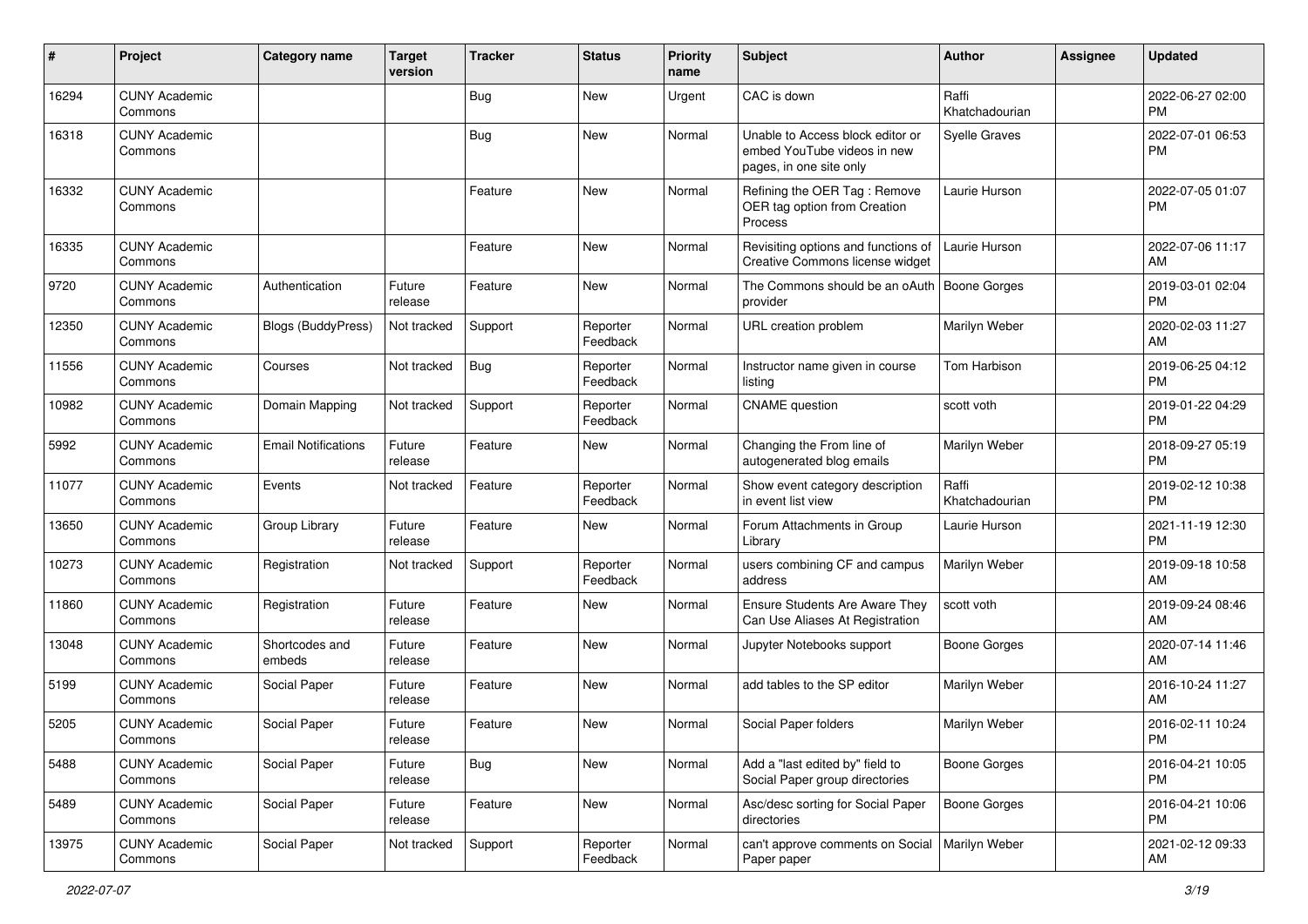| # | Project | Category name | Target version | Tracker | Status | Priority name | Subject | Author | Assignee | Updated |
|---|---|---|---|---|---|---|---|---|---|---|
| 16294 | CUNY Academic Commons | | | Bug | New | Urgent | CAC is down | Raffi Khatchadourian | | 2022-06-27 02:00 PM |
| 16318 | CUNY Academic Commons | | | Bug | New | Normal | Unable to Access block editor or embed YouTube videos in new pages, in one site only | Syelle Graves | | 2022-07-01 06:53 PM |
| 16332 | CUNY Academic Commons | | | Feature | New | Normal | Refining the OER Tag : Remove OER tag option from Creation Process | Laurie Hurson | | 2022-07-05 01:07 PM |
| 16335 | CUNY Academic Commons | | | Feature | New | Normal | Revisiting options and functions of Creative Commons license widget | Laurie Hurson | | 2022-07-06 11:17 AM |
| 9720 | CUNY Academic Commons | Authentication | Future release | Feature | New | Normal | The Commons should be an oAuth provider | Boone Gorges | | 2019-03-01 02:04 PM |
| 12350 | CUNY Academic Commons | Blogs (BuddyPress) | Not tracked | Support | Reporter Feedback | Normal | URL creation problem | Marilyn Weber | | 2020-02-03 11:27 AM |
| 11556 | CUNY Academic Commons | Courses | Not tracked | Bug | Reporter Feedback | Normal | Instructor name given in course listing | Tom Harbison | | 2019-06-25 04:12 PM |
| 10982 | CUNY Academic Commons | Domain Mapping | Not tracked | Support | Reporter Feedback | Normal | CNAME question | scott voth | | 2019-01-22 04:29 PM |
| 5992 | CUNY Academic Commons | Email Notifications | Future release | Feature | New | Normal | Changing the From line of autogenerated blog emails | Marilyn Weber | | 2018-09-27 05:19 PM |
| 11077 | CUNY Academic Commons | Events | Not tracked | Feature | Reporter Feedback | Normal | Show event category description in event list view | Raffi Khatchadourian | | 2019-02-12 10:38 PM |
| 13650 | CUNY Academic Commons | Group Library | Future release | Feature | New | Normal | Forum Attachments in Group Library | Laurie Hurson | | 2021-11-19 12:30 PM |
| 10273 | CUNY Academic Commons | Registration | Not tracked | Support | Reporter Feedback | Normal | users combining CF and campus address | Marilyn Weber | | 2019-09-18 10:58 AM |
| 11860 | CUNY Academic Commons | Registration | Future release | Feature | New | Normal | Ensure Students Are Aware They Can Use Aliases At Registration | scott voth | | 2019-09-24 08:46 AM |
| 13048 | CUNY Academic Commons | Shortcodes and embeds | Future release | Feature | New | Normal | Jupyter Notebooks support | Boone Gorges | | 2020-07-14 11:46 AM |
| 5199 | CUNY Academic Commons | Social Paper | Future release | Feature | New | Normal | add tables to the SP editor | Marilyn Weber | | 2016-10-24 11:27 AM |
| 5205 | CUNY Academic Commons | Social Paper | Future release | Feature | New | Normal | Social Paper folders | Marilyn Weber | | 2016-02-11 10:24 PM |
| 5488 | CUNY Academic Commons | Social Paper | Future release | Bug | New | Normal | Add a "last edited by" field to Social Paper group directories | Boone Gorges | | 2016-04-21 10:05 PM |
| 5489 | CUNY Academic Commons | Social Paper | Future release | Feature | New | Normal | Asc/desc sorting for Social Paper directories | Boone Gorges | | 2016-04-21 10:06 PM |
| 13975 | CUNY Academic Commons | Social Paper | Not tracked | Support | Reporter Feedback | Normal | can't approve comments on Social Paper paper | Marilyn Weber | | 2021-02-12 09:33 AM |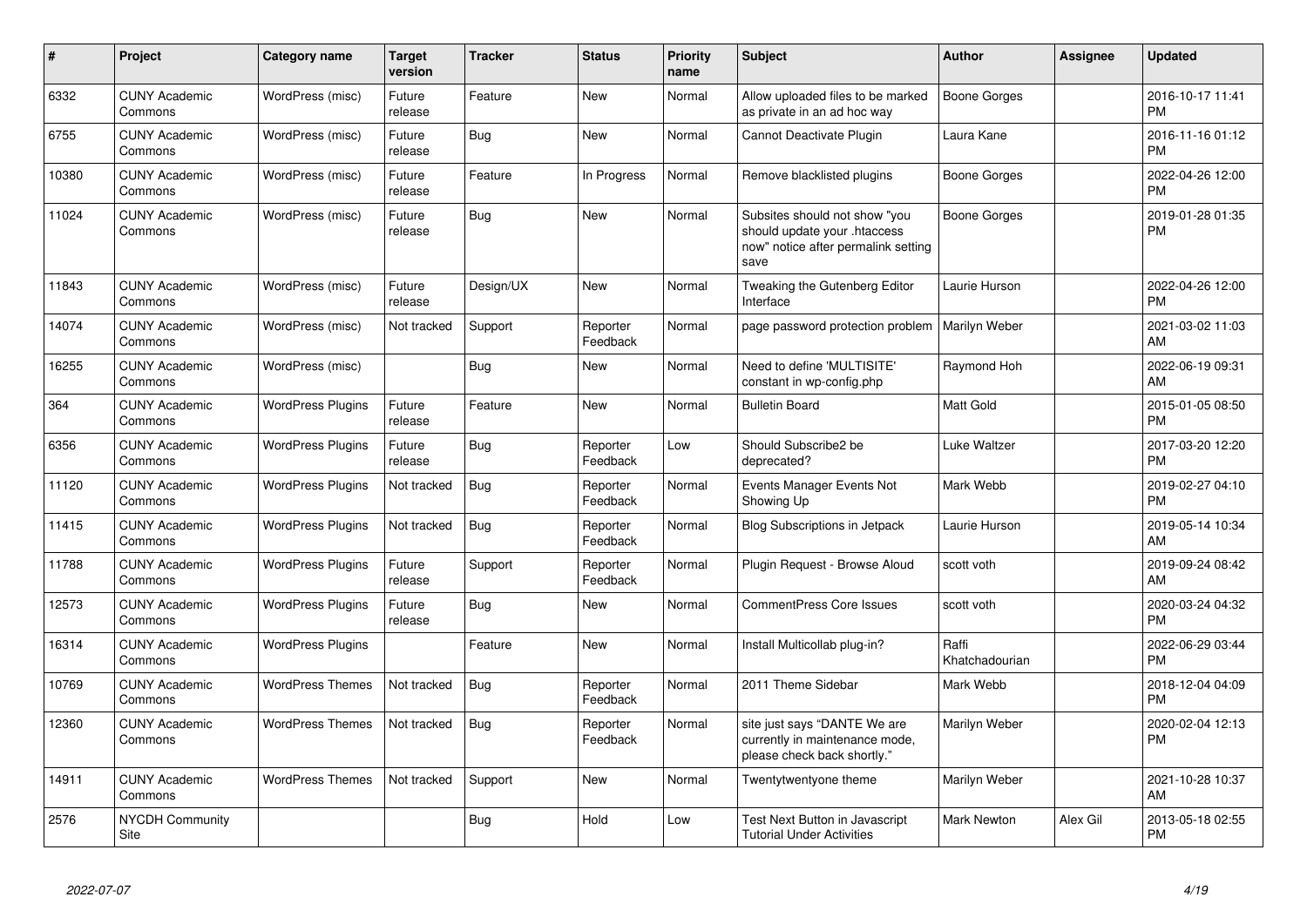| # | Project | Category name | Target version | Tracker | Status | Priority name | Subject | Author | Assignee | Updated |
|---|---|---|---|---|---|---|---|---|---|---|
| 6332 | CUNY Academic Commons | WordPress (misc) | Future release | Feature | New | Normal | Allow uploaded files to be marked as private in an ad hoc way | Boone Gorges | | 2016-10-17 11:41 PM |
| 6755 | CUNY Academic Commons | WordPress (misc) | Future release | Bug | New | Normal | Cannot Deactivate Plugin | Laura Kane | | 2016-11-16 01:12 PM |
| 10380 | CUNY Academic Commons | WordPress (misc) | Future release | Feature | In Progress | Normal | Remove blacklisted plugins | Boone Gorges | | 2022-04-26 12:00 PM |
| 11024 | CUNY Academic Commons | WordPress (misc) | Future release | Bug | New | Normal | Subsites should not show "you should update your .htaccess now" notice after permalink setting save | Boone Gorges | | 2019-01-28 01:35 PM |
| 11843 | CUNY Academic Commons | WordPress (misc) | Future release | Design/UX | New | Normal | Tweaking the Gutenberg Editor Interface | Laurie Hurson | | 2022-04-26 12:00 PM |
| 14074 | CUNY Academic Commons | WordPress (misc) | Not tracked | Support | Reporter Feedback | Normal | page password protection problem | Marilyn Weber | | 2021-03-02 11:03 AM |
| 16255 | CUNY Academic Commons | WordPress (misc) | | Bug | New | Normal | Need to define 'MULTISITE' constant in wp-config.php | Raymond Hoh | | 2022-06-19 09:31 AM |
| 364 | CUNY Academic Commons | WordPress Plugins | Future release | Feature | New | Normal | Bulletin Board | Matt Gold | | 2015-01-05 08:50 PM |
| 6356 | CUNY Academic Commons | WordPress Plugins | Future release | Bug | Reporter Feedback | Low | Should Subscribe2 be deprecated? | Luke Waltzer | | 2017-03-20 12:20 PM |
| 11120 | CUNY Academic Commons | WordPress Plugins | Not tracked | Bug | Reporter Feedback | Normal | Events Manager Events Not Showing Up | Mark Webb | | 2019-02-27 04:10 PM |
| 11415 | CUNY Academic Commons | WordPress Plugins | Not tracked | Bug | Reporter Feedback | Normal | Blog Subscriptions in Jetpack | Laurie Hurson | | 2019-05-14 10:34 AM |
| 11788 | CUNY Academic Commons | WordPress Plugins | Future release | Support | Reporter Feedback | Normal | Plugin Request - Browse Aloud | scott voth | | 2019-09-24 08:42 AM |
| 12573 | CUNY Academic Commons | WordPress Plugins | Future release | Bug | New | Normal | CommentPress Core Issues | scott voth | | 2020-03-24 04:32 PM |
| 16314 | CUNY Academic Commons | WordPress Plugins | | Feature | New | Normal | Install Multicollab plug-in? | Raffi Khatchadourian | | 2022-06-29 03:44 PM |
| 10769 | CUNY Academic Commons | WordPress Themes | Not tracked | Bug | Reporter Feedback | Normal | 2011 Theme Sidebar | Mark Webb | | 2018-12-04 04:09 PM |
| 12360 | CUNY Academic Commons | WordPress Themes | Not tracked | Bug | Reporter Feedback | Normal | site just says "DANTE We are currently in maintenance mode, please check back shortly." | Marilyn Weber | | 2020-02-04 12:13 PM |
| 14911 | CUNY Academic Commons | WordPress Themes | Not tracked | Support | New | Normal | Twentytwentyone theme | Marilyn Weber | | 2021-10-28 10:37 AM |
| 2576 | NYCDH Community Site | | | Bug | Hold | Low | Test Next Button in Javascript Tutorial Under Activities | Mark Newton | Alex Gil | 2013-05-18 02:55 PM |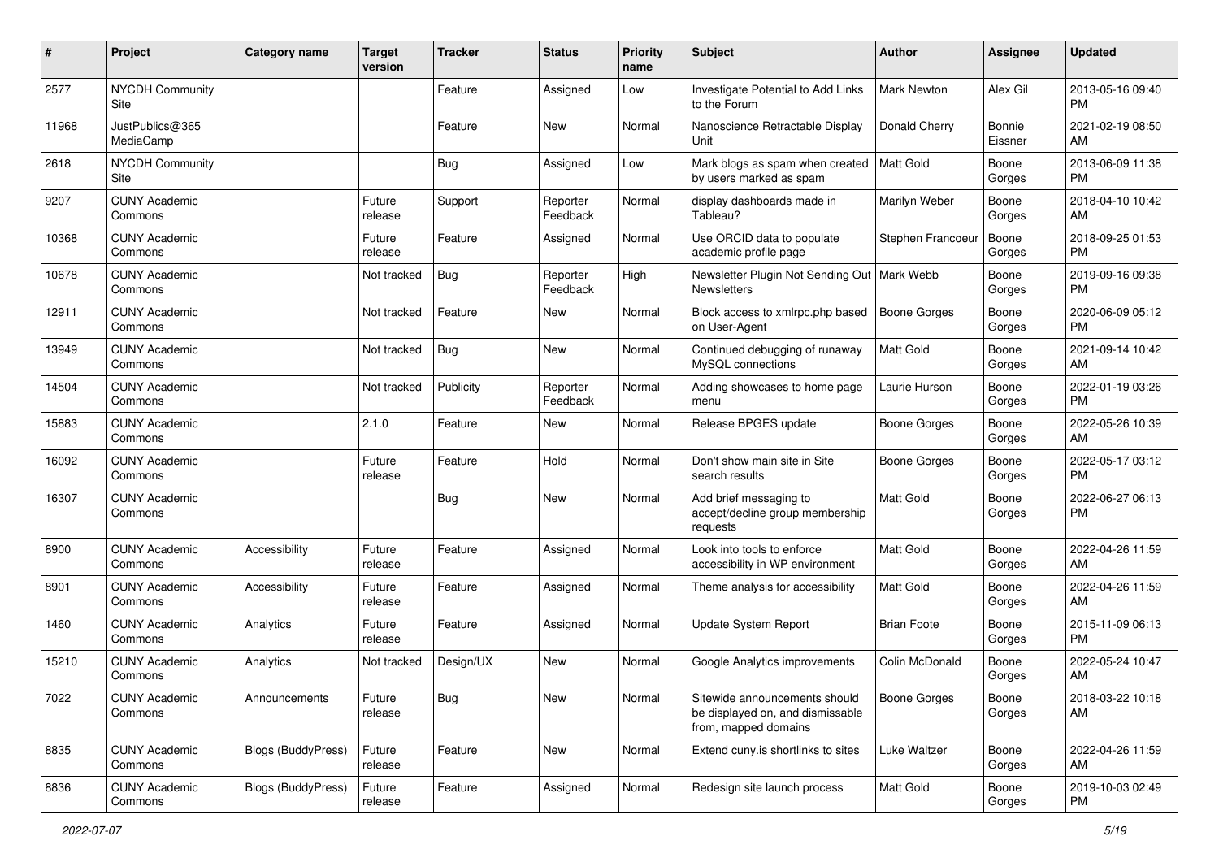| # | Project | Category name | Target version | Tracker | Status | Priority name | Subject | Author | Assignee | Updated |
|---|---|---|---|---|---|---|---|---|---|---|
| 2577 | NYCDH Community Site | | | Feature | Assigned | Low | Investigate Potential to Add Links to the Forum | Mark Newton | Alex Gil | 2013-05-16 09:40 PM |
| 11968 | JustPublics@365 MediaCamp | | | Feature | New | Normal | Nanoscience Retractable Display Unit | Donald Cherry | Bonnie Eissner | 2021-02-19 08:50 AM |
| 2618 | NYCDH Community Site | | | Bug | Assigned | Low | Mark blogs as spam when created by users marked as spam | Matt Gold | Boone Gorges | 2013-06-09 11:38 PM |
| 9207 | CUNY Academic Commons | | Future release | Support | Reporter Feedback | Normal | display dashboards made in Tableau? | Marilyn Weber | Boone Gorges | 2018-04-10 10:42 AM |
| 10368 | CUNY Academic Commons | | Future release | Feature | Assigned | Normal | Use ORCID data to populate academic profile page | Stephen Francoeur | Boone Gorges | 2018-09-25 01:53 PM |
| 10678 | CUNY Academic Commons | | Not tracked | Bug | Reporter Feedback | High | Newsletter Plugin Not Sending Out Newsletters | Mark Webb | Boone Gorges | 2019-09-16 09:38 PM |
| 12911 | CUNY Academic Commons | | Not tracked | Feature | New | Normal | Block access to xmlrpc.php based on User-Agent | Boone Gorges | Boone Gorges | 2020-06-09 05:12 PM |
| 13949 | CUNY Academic Commons | | Not tracked | Bug | New | Normal | Continued debugging of runaway MySQL connections | Matt Gold | Boone Gorges | 2021-09-14 10:42 AM |
| 14504 | CUNY Academic Commons | | Not tracked | Publicity | Reporter Feedback | Normal | Adding showcases to home page menu | Laurie Hurson | Boone Gorges | 2022-01-19 03:26 PM |
| 15883 | CUNY Academic Commons | | 2.1.0 | Feature | New | Normal | Release BPGES update | Boone Gorges | Boone Gorges | 2022-05-26 10:39 AM |
| 16092 | CUNY Academic Commons | | Future release | Feature | Hold | Normal | Don't show main site in Site search results | Boone Gorges | Boone Gorges | 2022-05-17 03:12 PM |
| 16307 | CUNY Academic Commons | | | Bug | New | Normal | Add brief messaging to accept/decline group membership requests | Matt Gold | Boone Gorges | 2022-06-27 06:13 PM |
| 8900 | CUNY Academic Commons | Accessibility | Future release | Feature | Assigned | Normal | Look into tools to enforce accessibility in WP environment | Matt Gold | Boone Gorges | 2022-04-26 11:59 AM |
| 8901 | CUNY Academic Commons | Accessibility | Future release | Feature | Assigned | Normal | Theme analysis for accessibility | Matt Gold | Boone Gorges | 2022-04-26 11:59 AM |
| 1460 | CUNY Academic Commons | Analytics | Future release | Feature | Assigned | Normal | Update System Report | Brian Foote | Boone Gorges | 2015-11-09 06:13 PM |
| 15210 | CUNY Academic Commons | Analytics | Not tracked | Design/UX | New | Normal | Google Analytics improvements | Colin McDonald | Boone Gorges | 2022-05-24 10:47 AM |
| 7022 | CUNY Academic Commons | Announcements | Future release | Bug | New | Normal | Sitewide announcements should be displayed on, and dismissable from, mapped domains | Boone Gorges | Boone Gorges | 2018-03-22 10:18 AM |
| 8835 | CUNY Academic Commons | Blogs (BuddyPress) | Future release | Feature | New | Normal | Extend cuny.is shortlinks to sites | Luke Waltzer | Boone Gorges | 2022-04-26 11:59 AM |
| 8836 | CUNY Academic Commons | Blogs (BuddyPress) | Future release | Feature | Assigned | Normal | Redesign site launch process | Matt Gold | Boone Gorges | 2019-10-03 02:49 PM |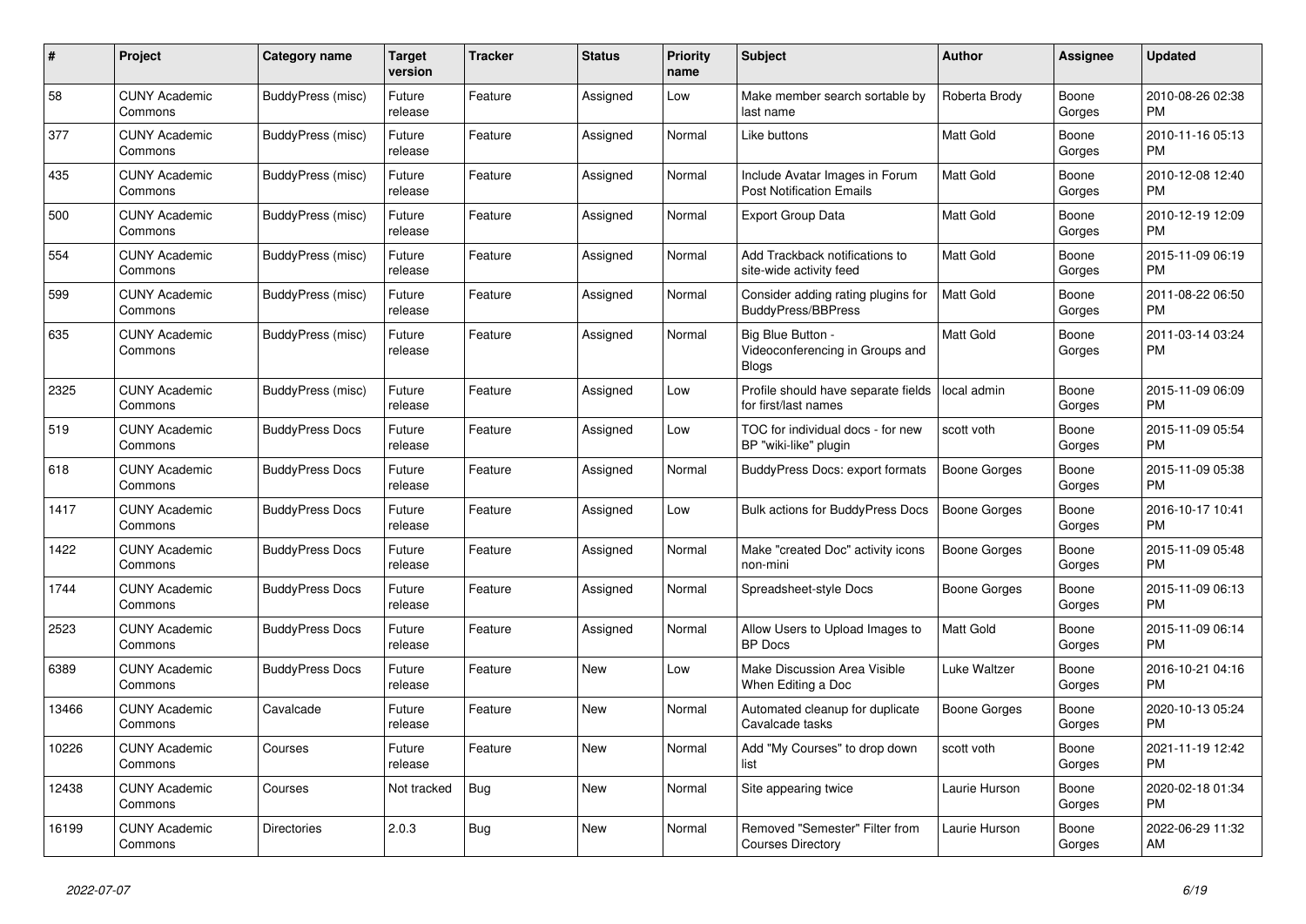| # | Project | Category name | Target version | Tracker | Status | Priority name | Subject | Author | Assignee | Updated |
|---|---|---|---|---|---|---|---|---|---|---|
| 58 | CUNY Academic Commons | BuddyPress (misc) | Future release | Feature | Assigned | Low | Make member search sortable by last name | Roberta Brody | Boone Gorges | 2010-08-26 02:38 PM |
| 377 | CUNY Academic Commons | BuddyPress (misc) | Future release | Feature | Assigned | Normal | Like buttons | Matt Gold | Boone Gorges | 2010-11-16 05:13 PM |
| 435 | CUNY Academic Commons | BuddyPress (misc) | Future release | Feature | Assigned | Normal | Include Avatar Images in Forum Post Notification Emails | Matt Gold | Boone Gorges | 2010-12-08 12:40 PM |
| 500 | CUNY Academic Commons | BuddyPress (misc) | Future release | Feature | Assigned | Normal | Export Group Data | Matt Gold | Boone Gorges | 2010-12-19 12:09 PM |
| 554 | CUNY Academic Commons | BuddyPress (misc) | Future release | Feature | Assigned | Normal | Add Trackback notifications to site-wide activity feed | Matt Gold | Boone Gorges | 2015-11-09 06:19 PM |
| 599 | CUNY Academic Commons | BuddyPress (misc) | Future release | Feature | Assigned | Normal | Consider adding rating plugins for BuddyPress/BBPress | Matt Gold | Boone Gorges | 2011-08-22 06:50 PM |
| 635 | CUNY Academic Commons | BuddyPress (misc) | Future release | Feature | Assigned | Normal | Big Blue Button - Videoconferencing in Groups and Blogs | Matt Gold | Boone Gorges | 2011-03-14 03:24 PM |
| 2325 | CUNY Academic Commons | BuddyPress (misc) | Future release | Feature | Assigned | Low | Profile should have separate fields for first/last names | local admin | Boone Gorges | 2015-11-09 06:09 PM |
| 519 | CUNY Academic Commons | BuddyPress Docs | Future release | Feature | Assigned | Low | TOC for individual docs - for new BP "wiki-like" plugin | scott voth | Boone Gorges | 2015-11-09 05:54 PM |
| 618 | CUNY Academic Commons | BuddyPress Docs | Future release | Feature | Assigned | Normal | BuddyPress Docs: export formats | Boone Gorges | Boone Gorges | 2015-11-09 05:38 PM |
| 1417 | CUNY Academic Commons | BuddyPress Docs | Future release | Feature | Assigned | Low | Bulk actions for BuddyPress Docs | Boone Gorges | Boone Gorges | 2016-10-17 10:41 PM |
| 1422 | CUNY Academic Commons | BuddyPress Docs | Future release | Feature | Assigned | Normal | Make "created Doc" activity icons non-mini | Boone Gorges | Boone Gorges | 2015-11-09 05:48 PM |
| 1744 | CUNY Academic Commons | BuddyPress Docs | Future release | Feature | Assigned | Normal | Spreadsheet-style Docs | Boone Gorges | Boone Gorges | 2015-11-09 06:13 PM |
| 2523 | CUNY Academic Commons | BuddyPress Docs | Future release | Feature | Assigned | Normal | Allow Users to Upload Images to BP Docs | Matt Gold | Boone Gorges | 2015-11-09 06:14 PM |
| 6389 | CUNY Academic Commons | BuddyPress Docs | Future release | Feature | New | Low | Make Discussion Area Visible When Editing a Doc | Luke Waltzer | Boone Gorges | 2016-10-21 04:16 PM |
| 13466 | CUNY Academic Commons | Cavalcade | Future release | Feature | New | Normal | Automated cleanup for duplicate Cavalcade tasks | Boone Gorges | Boone Gorges | 2020-10-13 05:24 PM |
| 10226 | CUNY Academic Commons | Courses | Future release | Feature | New | Normal | Add "My Courses" to drop down list | scott voth | Boone Gorges | 2021-11-19 12:42 PM |
| 12438 | CUNY Academic Commons | Courses | Not tracked | Bug | New | Normal | Site appearing twice | Laurie Hurson | Boone Gorges | 2020-02-18 01:34 PM |
| 16199 | CUNY Academic Commons | Directories | 2.0.3 | Bug | New | Normal | Removed "Semester" Filter from Courses Directory | Laurie Hurson | Boone Gorges | 2022-06-29 11:32 AM |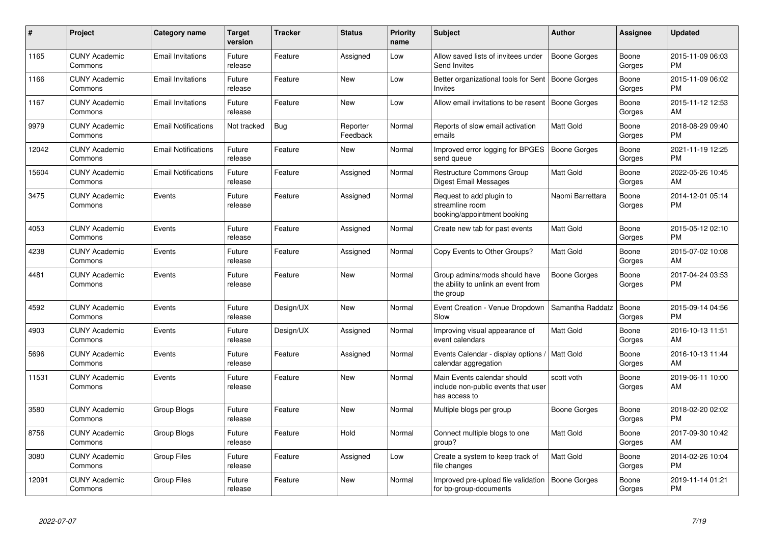| # | Project | Category name | Target version | Tracker | Status | Priority name | Subject | Author | Assignee | Updated |
|---|---|---|---|---|---|---|---|---|---|---|
| 1165 | CUNY Academic Commons | Email Invitations | Future release | Feature | Assigned | Low | Allow saved lists of invitees under Send Invites | Boone Gorges | Boone Gorges | 2015-11-09 06:03 PM |
| 1166 | CUNY Academic Commons | Email Invitations | Future release | Feature | New | Low | Better organizational tools for Sent Invites | Boone Gorges | Boone Gorges | 2015-11-09 06:02 PM |
| 1167 | CUNY Academic Commons | Email Invitations | Future release | Feature | New | Low | Allow email invitations to be resent | Boone Gorges | Boone Gorges | 2015-11-12 12:53 AM |
| 9979 | CUNY Academic Commons | Email Notifications | Not tracked | Bug | Reporter Feedback | Normal | Reports of slow email activation emails | Matt Gold | Boone Gorges | 2018-08-29 09:40 PM |
| 12042 | CUNY Academic Commons | Email Notifications | Future release | Feature | New | Normal | Improved error logging for BPGES send queue | Boone Gorges | Boone Gorges | 2021-11-19 12:25 PM |
| 15604 | CUNY Academic Commons | Email Notifications | Future release | Feature | Assigned | Normal | Restructure Commons Group Digest Email Messages | Matt Gold | Boone Gorges | 2022-05-26 10:45 AM |
| 3475 | CUNY Academic Commons | Events | Future release | Feature | Assigned | Normal | Request to add plugin to streamline room booking/appointment booking | Naomi Barrettara | Boone Gorges | 2014-12-01 05:14 PM |
| 4053 | CUNY Academic Commons | Events | Future release | Feature | Assigned | Normal | Create new tab for past events | Matt Gold | Boone Gorges | 2015-05-12 02:10 PM |
| 4238 | CUNY Academic Commons | Events | Future release | Feature | Assigned | Normal | Copy Events to Other Groups? | Matt Gold | Boone Gorges | 2015-07-02 10:08 AM |
| 4481 | CUNY Academic Commons | Events | Future release | Feature | New | Normal | Group admins/mods should have the ability to unlink an event from the group | Boone Gorges | Boone Gorges | 2017-04-24 03:53 PM |
| 4592 | CUNY Academic Commons | Events | Future release | Design/UX | New | Normal | Event Creation - Venue Dropdown Slow | Samantha Raddatz | Boone Gorges | 2015-09-14 04:56 PM |
| 4903 | CUNY Academic Commons | Events | Future release | Design/UX | Assigned | Normal | Improving visual appearance of event calendars | Matt Gold | Boone Gorges | 2016-10-13 11:51 AM |
| 5696 | CUNY Academic Commons | Events | Future release | Feature | Assigned | Normal | Events Calendar - display options / calendar aggregation | Matt Gold | Boone Gorges | 2016-10-13 11:44 AM |
| 11531 | CUNY Academic Commons | Events | Future release | Feature | New | Normal | Main Events calendar should include non-public events that user has access to | scott voth | Boone Gorges | 2019-06-11 10:00 AM |
| 3580 | CUNY Academic Commons | Group Blogs | Future release | Feature | New | Normal | Multiple blogs per group | Boone Gorges | Boone Gorges | 2018-02-20 02:02 PM |
| 8756 | CUNY Academic Commons | Group Blogs | Future release | Feature | Hold | Normal | Connect multiple blogs to one group? | Matt Gold | Boone Gorges | 2017-09-30 10:42 AM |
| 3080 | CUNY Academic Commons | Group Files | Future release | Feature | Assigned | Low | Create a system to keep track of file changes | Matt Gold | Boone Gorges | 2014-02-26 10:04 PM |
| 12091 | CUNY Academic Commons | Group Files | Future release | Feature | New | Normal | Improved pre-upload file validation for bp-group-documents | Boone Gorges | Boone Gorges | 2019-11-14 01:21 PM |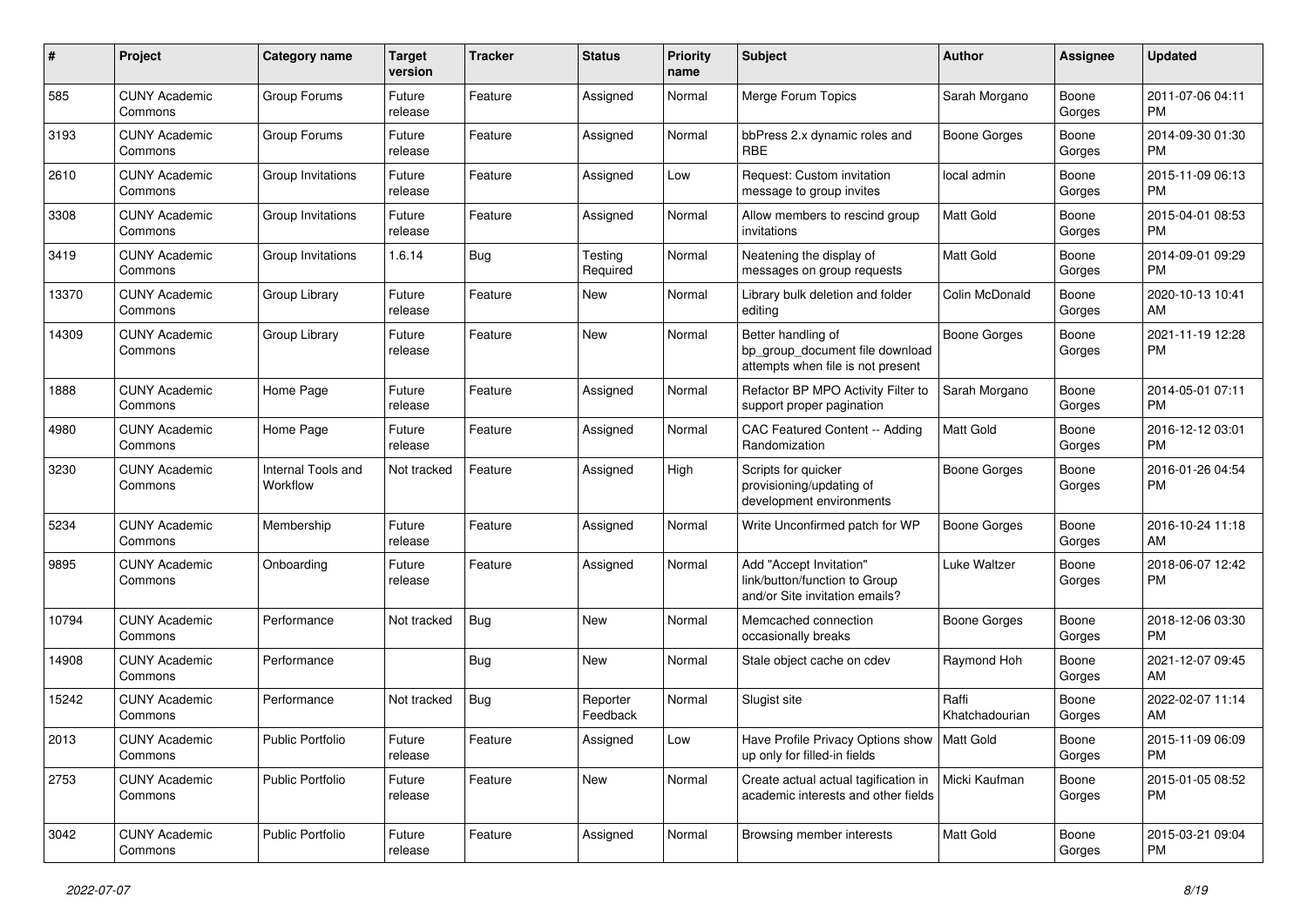| # | Project | Category name | Target version | Tracker | Status | Priority name | Subject | Author | Assignee | Updated |
|---|---|---|---|---|---|---|---|---|---|---|
| 585 | CUNY Academic Commons | Group Forums | Future release | Feature | Assigned | Normal | Merge Forum Topics | Sarah Morgano | Boone Gorges | 2011-07-06 04:11 PM |
| 3193 | CUNY Academic Commons | Group Forums | Future release | Feature | Assigned | Normal | bbPress 2.x dynamic roles and RBE | Boone Gorges | Boone Gorges | 2014-09-30 01:30 PM |
| 2610 | CUNY Academic Commons | Group Invitations | Future release | Feature | Assigned | Low | Request: Custom invitation message to group invites | local admin | Boone Gorges | 2015-11-09 06:13 PM |
| 3308 | CUNY Academic Commons | Group Invitations | Future release | Feature | Assigned | Normal | Allow members to rescind group invitations | Matt Gold | Boone Gorges | 2015-04-01 08:53 PM |
| 3419 | CUNY Academic Commons | Group Invitations | 1.6.14 | Bug | Testing Required | Normal | Neatening the display of messages on group requests | Matt Gold | Boone Gorges | 2014-09-01 09:29 PM |
| 13370 | CUNY Academic Commons | Group Library | Future release | Feature | New | Normal | Library bulk deletion and folder editing | Colin McDonald | Boone Gorges | 2020-10-13 10:41 AM |
| 14309 | CUNY Academic Commons | Group Library | Future release | Feature | New | Normal | Better handling of bp_group_document file download attempts when file is not present | Boone Gorges | Boone Gorges | 2021-11-19 12:28 PM |
| 1888 | CUNY Academic Commons | Home Page | Future release | Feature | Assigned | Normal | Refactor BP MPO Activity Filter to support proper pagination | Sarah Morgano | Boone Gorges | 2014-05-01 07:11 PM |
| 4980 | CUNY Academic Commons | Home Page | Future release | Feature | Assigned | Normal | CAC Featured Content -- Adding Randomization | Matt Gold | Boone Gorges | 2016-12-12 03:01 PM |
| 3230 | CUNY Academic Commons | Internal Tools and Workflow | Not tracked | Feature | Assigned | High | Scripts for quicker provisioning/updating of development environments | Boone Gorges | Boone Gorges | 2016-01-26 04:54 PM |
| 5234 | CUNY Academic Commons | Membership | Future release | Feature | Assigned | Normal | Write Unconfirmed patch for WP | Boone Gorges | Boone Gorges | 2016-10-24 11:18 AM |
| 9895 | CUNY Academic Commons | Onboarding | Future release | Feature | Assigned | Normal | Add "Accept Invitation" link/button/function to Group and/or Site invitation emails? | Luke Waltzer | Boone Gorges | 2018-06-07 12:42 PM |
| 10794 | CUNY Academic Commons | Performance | Not tracked | Bug | New | Normal | Memcached connection occasionally breaks | Boone Gorges | Boone Gorges | 2018-12-06 03:30 PM |
| 14908 | CUNY Academic Commons | Performance | | Bug | New | Normal | Stale object cache on cdev | Raymond Hoh | Boone Gorges | 2021-12-07 09:45 AM |
| 15242 | CUNY Academic Commons | Performance | Not tracked | Bug | Reporter Feedback | Normal | Slugist site | Raffi Khatchadourian | Boone Gorges | 2022-02-07 11:14 AM |
| 2013 | CUNY Academic Commons | Public Portfolio | Future release | Feature | Assigned | Low | Have Profile Privacy Options show up only for filled-in fields | Matt Gold | Boone Gorges | 2015-11-09 06:09 PM |
| 2753 | CUNY Academic Commons | Public Portfolio | Future release | Feature | New | Normal | Create actual actual tagification in academic interests and other fields | Micki Kaufman | Boone Gorges | 2015-01-05 08:52 PM |
| 3042 | CUNY Academic Commons | Public Portfolio | Future release | Feature | Assigned | Normal | Browsing member interests | Matt Gold | Boone Gorges | 2015-03-21 09:04 PM |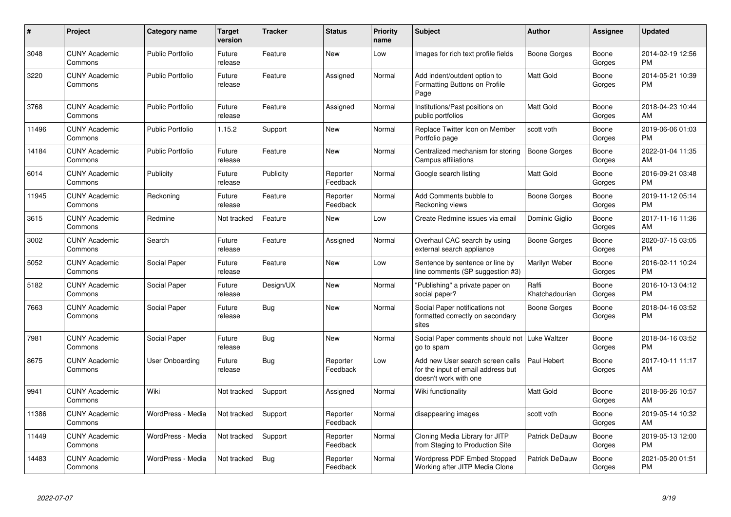| # | Project | Category name | Target version | Tracker | Status | Priority name | Subject | Author | Assignee | Updated |
|---|---|---|---|---|---|---|---|---|---|---|
| 3048 | CUNY Academic Commons | Public Portfolio | Future release | Feature | New | Low | Images for rich text profile fields | Boone Gorges | Boone Gorges | 2014-02-19 12:56 PM |
| 3220 | CUNY Academic Commons | Public Portfolio | Future release | Feature | Assigned | Normal | Add indent/outdent option to Formatting Buttons on Profile Page | Matt Gold | Boone Gorges | 2014-05-21 10:39 PM |
| 3768 | CUNY Academic Commons | Public Portfolio | Future release | Feature | Assigned | Normal | Institutions/Past positions on public portfolios | Matt Gold | Boone Gorges | 2018-04-23 10:44 AM |
| 11496 | CUNY Academic Commons | Public Portfolio | 1.15.2 | Support | New | Normal | Replace Twitter Icon on Member Portfolio page | scott voth | Boone Gorges | 2019-06-06 01:03 PM |
| 14184 | CUNY Academic Commons | Public Portfolio | Future release | Feature | New | Normal | Centralized mechanism for storing Campus affiliations | Boone Gorges | Boone Gorges | 2022-01-04 11:35 AM |
| 6014 | CUNY Academic Commons | Publicity | Future release | Publicity | Reporter Feedback | Normal | Google search listing | Matt Gold | Boone Gorges | 2016-09-21 03:48 PM |
| 11945 | CUNY Academic Commons | Reckoning | Future release | Feature | Reporter Feedback | Normal | Add Comments bubble to Reckoning views | Boone Gorges | Boone Gorges | 2019-11-12 05:14 PM |
| 3615 | CUNY Academic Commons | Redmine | Not tracked | Feature | New | Low | Create Redmine issues via email | Dominic Giglio | Boone Gorges | 2017-11-16 11:36 AM |
| 3002 | CUNY Academic Commons | Search | Future release | Feature | Assigned | Normal | Overhaul CAC search by using external search appliance | Boone Gorges | Boone Gorges | 2020-07-15 03:05 PM |
| 5052 | CUNY Academic Commons | Social Paper | Future release | Feature | New | Low | Sentence by sentence or line by line comments (SP suggestion #3) | Marilyn Weber | Boone Gorges | 2016-02-11 10:24 PM |
| 5182 | CUNY Academic Commons | Social Paper | Future release | Design/UX | New | Normal | "Publishing" a private paper on social paper? | Raffi Khatchadourian | Boone Gorges | 2016-10-13 04:12 PM |
| 7663 | CUNY Academic Commons | Social Paper | Future release | Bug | New | Normal | Social Paper notifications not formatted correctly on secondary sites | Boone Gorges | Boone Gorges | 2018-04-16 03:52 PM |
| 7981 | CUNY Academic Commons | Social Paper | Future release | Bug | New | Normal | Social Paper comments should not go to spam | Luke Waltzer | Boone Gorges | 2018-04-16 03:52 PM |
| 8675 | CUNY Academic Commons | User Onboarding | Future release | Bug | Reporter Feedback | Low | Add new User search screen calls for the input of email address but doesn't work with one | Paul Hebert | Boone Gorges | 2017-10-11 11:17 AM |
| 9941 | CUNY Academic Commons | Wiki | Not tracked | Support | Assigned | Normal | Wiki functionality | Matt Gold | Boone Gorges | 2018-06-26 10:57 AM |
| 11386 | CUNY Academic Commons | WordPress - Media | Not tracked | Support | Reporter Feedback | Normal | disappearing images | scott voth | Boone Gorges | 2019-05-14 10:32 AM |
| 11449 | CUNY Academic Commons | WordPress - Media | Not tracked | Support | Reporter Feedback | Normal | Cloning Media Library for JITP from Staging to Production Site | Patrick DeDauw | Boone Gorges | 2019-05-13 12:00 PM |
| 14483 | CUNY Academic Commons | WordPress - Media | Not tracked | Bug | Reporter Feedback | Normal | Wordpress PDF Embed Stopped Working after JITP Media Clone | Patrick DeDauw | Boone Gorges | 2021-05-20 01:51 PM |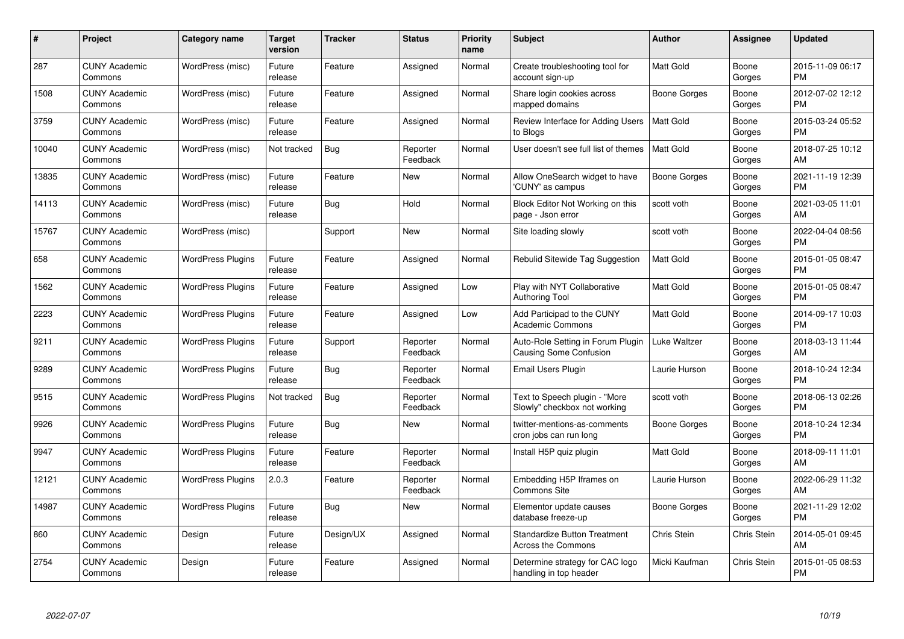| # | Project | Category name | Target version | Tracker | Status | Priority name | Subject | Author | Assignee | Updated |
|---|---|---|---|---|---|---|---|---|---|---|
| 287 | CUNY Academic Commons | WordPress (misc) | Future release | Feature | Assigned | Normal | Create troubleshooting tool for account sign-up | Matt Gold | Boone Gorges | 2015-11-09 06:17 PM |
| 1508 | CUNY Academic Commons | WordPress (misc) | Future release | Feature | Assigned | Normal | Share login cookies across mapped domains | Boone Gorges | Boone Gorges | 2012-07-02 12:12 PM |
| 3759 | CUNY Academic Commons | WordPress (misc) | Future release | Feature | Assigned | Normal | Review Interface for Adding Users to Blogs | Matt Gold | Boone Gorges | 2015-03-24 05:52 PM |
| 10040 | CUNY Academic Commons | WordPress (misc) | Not tracked | Bug | Reporter Feedback | Normal | User doesn't see full list of themes | Matt Gold | Boone Gorges | 2018-07-25 10:12 AM |
| 13835 | CUNY Academic Commons | WordPress (misc) | Future release | Feature | New | Normal | Allow OneSearch widget to have 'CUNY' as campus | Boone Gorges | Boone Gorges | 2021-11-19 12:39 PM |
| 14113 | CUNY Academic Commons | WordPress (misc) | Future release | Bug | Hold | Normal | Block Editor Not Working on this page - Json error | scott voth | Boone Gorges | 2021-03-05 11:01 AM |
| 15767 | CUNY Academic Commons | WordPress (misc) | | Support | New | Normal | Site loading slowly | scott voth | Boone Gorges | 2022-04-04 08:56 PM |
| 658 | CUNY Academic Commons | WordPress Plugins | Future release | Feature | Assigned | Normal | Rebulid Sitewide Tag Suggestion | Matt Gold | Boone Gorges | 2015-01-05 08:47 PM |
| 1562 | CUNY Academic Commons | WordPress Plugins | Future release | Feature | Assigned | Low | Play with NYT Collaborative Authoring Tool | Matt Gold | Boone Gorges | 2015-01-05 08:47 PM |
| 2223 | CUNY Academic Commons | WordPress Plugins | Future release | Feature | Assigned | Low | Add Participad to the CUNY Academic Commons | Matt Gold | Boone Gorges | 2014-09-17 10:03 PM |
| 9211 | CUNY Academic Commons | WordPress Plugins | Future release | Support | Reporter Feedback | Normal | Auto-Role Setting in Forum Plugin Causing Some Confusion | Luke Waltzer | Boone Gorges | 2018-03-13 11:44 AM |
| 9289 | CUNY Academic Commons | WordPress Plugins | Future release | Bug | Reporter Feedback | Normal | Email Users Plugin | Laurie Hurson | Boone Gorges | 2018-10-24 12:34 PM |
| 9515 | CUNY Academic Commons | WordPress Plugins | Not tracked | Bug | Reporter Feedback | Normal | Text to Speech plugin - "More Slowly" checkbox not working | scott voth | Boone Gorges | 2018-06-13 02:26 PM |
| 9926 | CUNY Academic Commons | WordPress Plugins | Future release | Bug | New | Normal | twitter-mentions-as-comments cron jobs can run long | Boone Gorges | Boone Gorges | 2018-10-24 12:34 PM |
| 9947 | CUNY Academic Commons | WordPress Plugins | Future release | Feature | Reporter Feedback | Normal | Install H5P quiz plugin | Matt Gold | Boone Gorges | 2018-09-11 11:01 AM |
| 12121 | CUNY Academic Commons | WordPress Plugins | 2.0.3 | Feature | Reporter Feedback | Normal | Embedding H5P Iframes on Commons Site | Laurie Hurson | Boone Gorges | 2022-06-29 11:32 AM |
| 14987 | CUNY Academic Commons | WordPress Plugins | Future release | Bug | New | Normal | Elementor update causes database freeze-up | Boone Gorges | Boone Gorges | 2021-11-29 12:02 PM |
| 860 | CUNY Academic Commons | Design | Future release | Design/UX | Assigned | Normal | Standardize Button Treatment Across the Commons | Chris Stein | Chris Stein | 2014-05-01 09:45 AM |
| 2754 | CUNY Academic Commons | Design | Future release | Feature | Assigned | Normal | Determine strategy for CAC logo handling in top header | Micki Kaufman | Chris Stein | 2015-01-05 08:53 PM |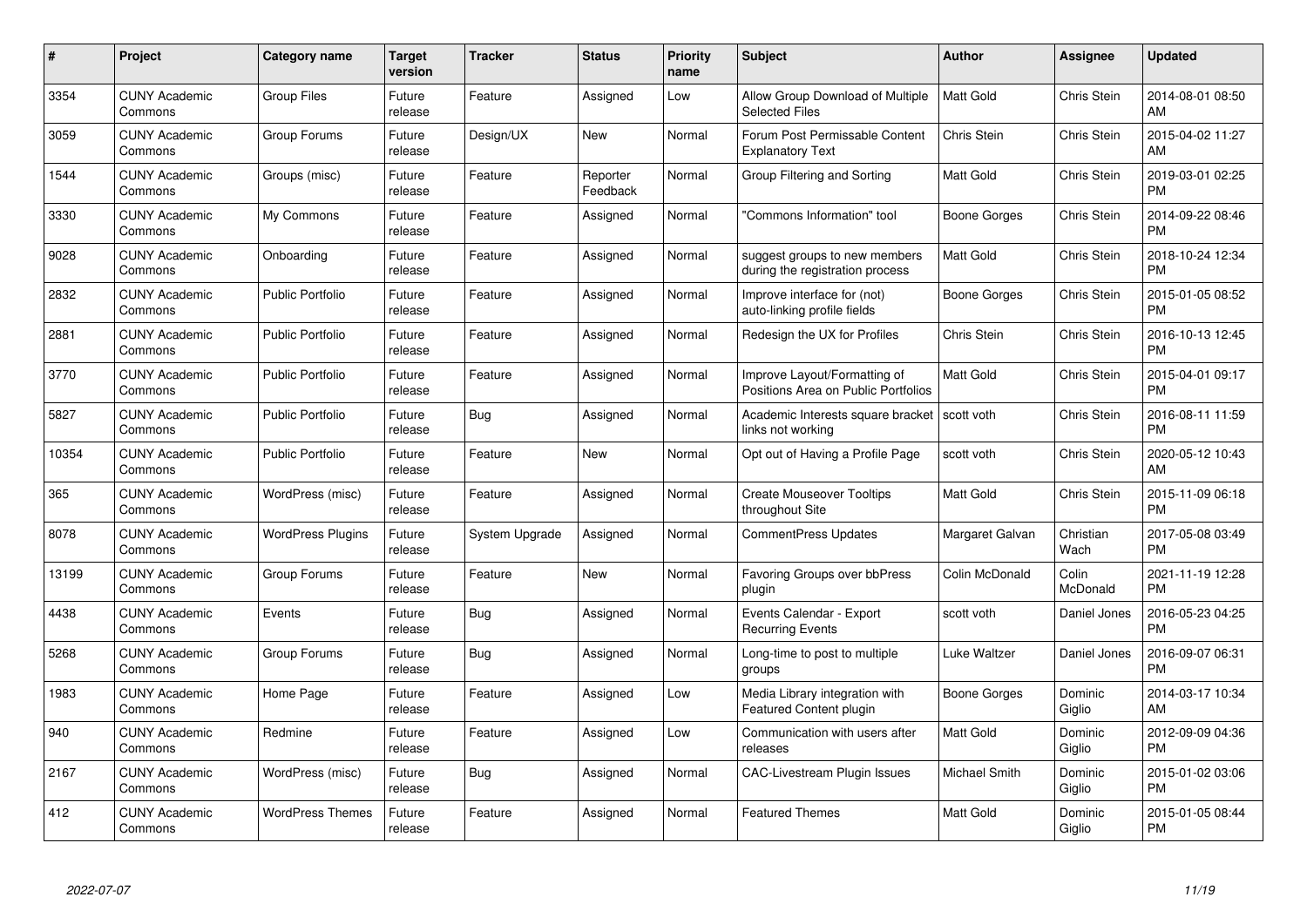| # | Project | Category name | Target version | Tracker | Status | Priority name | Subject | Author | Assignee | Updated |
|---|---|---|---|---|---|---|---|---|---|---|
| 3354 | CUNY Academic Commons | Group Files | Future release | Feature | Assigned | Low | Allow Group Download of Multiple Selected Files | Matt Gold | Chris Stein | 2014-08-01 08:50 AM |
| 3059 | CUNY Academic Commons | Group Forums | Future release | Design/UX | New | Normal | Forum Post Permissable Content Explanatory Text | Chris Stein | Chris Stein | 2015-04-02 11:27 AM |
| 1544 | CUNY Academic Commons | Groups (misc) | Future release | Feature | Reporter Feedback | Normal | Group Filtering and Sorting | Matt Gold | Chris Stein | 2019-03-01 02:25 PM |
| 3330 | CUNY Academic Commons | My Commons | Future release | Feature | Assigned | Normal | "Commons Information" tool | Boone Gorges | Chris Stein | 2014-09-22 08:46 PM |
| 9028 | CUNY Academic Commons | Onboarding | Future release | Feature | Assigned | Normal | suggest groups to new members during the registration process | Matt Gold | Chris Stein | 2018-10-24 12:34 PM |
| 2832 | CUNY Academic Commons | Public Portfolio | Future release | Feature | Assigned | Normal | Improve interface for (not) auto-linking profile fields | Boone Gorges | Chris Stein | 2015-01-05 08:52 PM |
| 2881 | CUNY Academic Commons | Public Portfolio | Future release | Feature | Assigned | Normal | Redesign the UX for Profiles | Chris Stein | Chris Stein | 2016-10-13 12:45 PM |
| 3770 | CUNY Academic Commons | Public Portfolio | Future release | Feature | Assigned | Normal | Improve Layout/Formatting of Positions Area on Public Portfolios | Matt Gold | Chris Stein | 2015-04-01 09:17 PM |
| 5827 | CUNY Academic Commons | Public Portfolio | Future release | Bug | Assigned | Normal | Academic Interests square bracket links not working | scott voth | Chris Stein | 2016-08-11 11:59 PM |
| 10354 | CUNY Academic Commons | Public Portfolio | Future release | Feature | New | Normal | Opt out of Having a Profile Page | scott voth | Chris Stein | 2020-05-12 10:43 AM |
| 365 | CUNY Academic Commons | WordPress (misc) | Future release | Feature | Assigned | Normal | Create Mouseover Tooltips throughout Site | Matt Gold | Chris Stein | 2015-11-09 06:18 PM |
| 8078 | CUNY Academic Commons | WordPress Plugins | Future release | System Upgrade | Assigned | Normal | CommentPress Updates | Margaret Galvan | Christian Wach | 2017-05-08 03:49 PM |
| 13199 | CUNY Academic Commons | Group Forums | Future release | Feature | New | Normal | Favoring Groups over bbPress plugin | Colin McDonald | Colin McDonald | 2021-11-19 12:28 PM |
| 4438 | CUNY Academic Commons | Events | Future release | Bug | Assigned | Normal | Events Calendar - Export Recurring Events | scott voth | Daniel Jones | 2016-05-23 04:25 PM |
| 5268 | CUNY Academic Commons | Group Forums | Future release | Bug | Assigned | Normal | Long-time to post to multiple groups | Luke Waltzer | Daniel Jones | 2016-09-07 06:31 PM |
| 1983 | CUNY Academic Commons | Home Page | Future release | Feature | Assigned | Low | Media Library integration with Featured Content plugin | Boone Gorges | Dominic Giglio | 2014-03-17 10:34 AM |
| 940 | CUNY Academic Commons | Redmine | Future release | Feature | Assigned | Low | Communication with users after releases | Matt Gold | Dominic Giglio | 2012-09-09 04:36 PM |
| 2167 | CUNY Academic Commons | WordPress (misc) | Future release | Bug | Assigned | Normal | CAC-Livestream Plugin Issues | Michael Smith | Dominic Giglio | 2015-01-02 03:06 PM |
| 412 | CUNY Academic Commons | WordPress Themes | Future release | Feature | Assigned | Normal | Featured Themes | Matt Gold | Dominic Giglio | 2015-01-05 08:44 PM |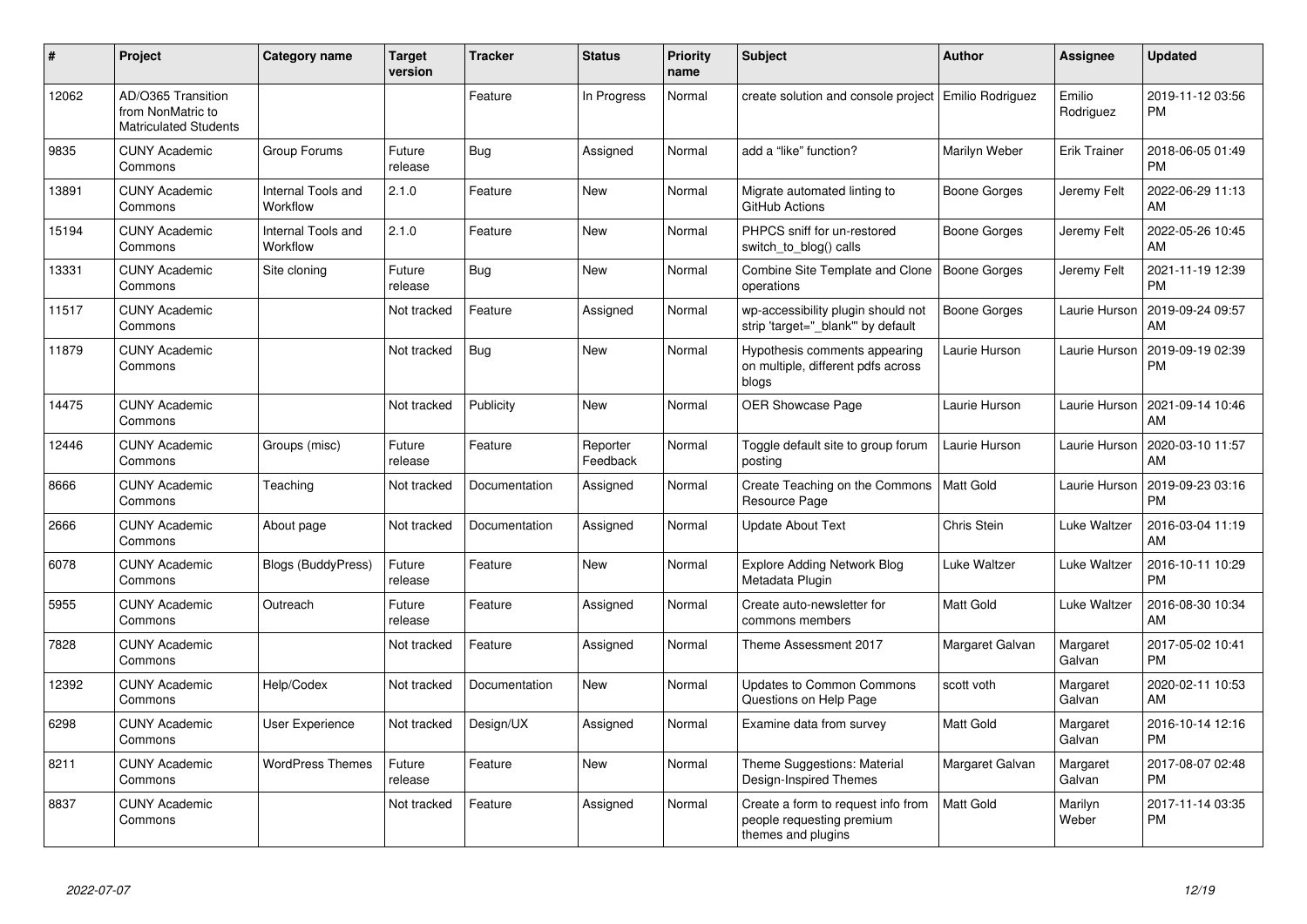| # | Project | Category name | Target version | Tracker | Status | Priority name | Subject | Author | Assignee | Updated |
|---|---|---|---|---|---|---|---|---|---|---|
| 12062 | AD/O365 Transition from NonMatric to Matriculated Students | | | Feature | In Progress | Normal | create solution and console project | Emilio Rodriguez | Emilio Rodriguez | 2019-11-12 03:56 PM |
| 9835 | CUNY Academic Commons | Group Forums | Future release | Bug | Assigned | Normal | add a "like" function? | Marilyn Weber | Erik Trainer | 2018-06-05 01:49 PM |
| 13891 | CUNY Academic Commons | Internal Tools and Workflow | 2.1.0 | Feature | New | Normal | Migrate automated linting to GitHub Actions | Boone Gorges | Jeremy Felt | 2022-06-29 11:13 AM |
| 15194 | CUNY Academic Commons | Internal Tools and Workflow | 2.1.0 | Feature | New | Normal | PHPCS sniff for un-restored switch_to_blog() calls | Boone Gorges | Jeremy Felt | 2022-05-26 10:45 AM |
| 13331 | CUNY Academic Commons | Site cloning | Future release | Bug | New | Normal | Combine Site Template and Clone operations | Boone Gorges | Jeremy Felt | 2021-11-19 12:39 PM |
| 11517 | CUNY Academic Commons | | Not tracked | Feature | Assigned | Normal | wp-accessibility plugin should not strip 'target="_blank"' by default | Boone Gorges | Laurie Hurson | 2019-09-24 09:57 AM |
| 11879 | CUNY Academic Commons | | Not tracked | Bug | New | Normal | Hypothesis comments appearing on multiple, different pdfs across blogs | Laurie Hurson | Laurie Hurson | 2019-09-19 02:39 PM |
| 14475 | CUNY Academic Commons | | Not tracked | Publicity | New | Normal | OER Showcase Page | Laurie Hurson | Laurie Hurson | 2021-09-14 10:46 AM |
| 12446 | CUNY Academic Commons | Groups (misc) | Future release | Feature | Reporter Feedback | Normal | Toggle default site to group forum posting | Laurie Hurson | Laurie Hurson | 2020-03-10 11:57 AM |
| 8666 | CUNY Academic Commons | Teaching | Not tracked | Documentation | Assigned | Normal | Create Teaching on the Commons Resource Page | Matt Gold | Laurie Hurson | 2019-09-23 03:16 PM |
| 2666 | CUNY Academic Commons | About page | Not tracked | Documentation | Assigned | Normal | Update About Text | Chris Stein | Luke Waltzer | 2016-03-04 11:19 AM |
| 6078 | CUNY Academic Commons | Blogs (BuddyPress) | Future release | Feature | New | Normal | Explore Adding Network Blog Metadata Plugin | Luke Waltzer | Luke Waltzer | 2016-10-11 10:29 PM |
| 5955 | CUNY Academic Commons | Outreach | Future release | Feature | Assigned | Normal | Create auto-newsletter for commons members | Matt Gold | Luke Waltzer | 2016-08-30 10:34 AM |
| 7828 | CUNY Academic Commons | | Not tracked | Feature | Assigned | Normal | Theme Assessment 2017 | Margaret Galvan | Margaret Galvan | 2017-05-02 10:41 PM |
| 12392 | CUNY Academic Commons | Help/Codex | Not tracked | Documentation | New | Normal | Updates to Common Commons Questions on Help Page | scott voth | Margaret Galvan | 2020-02-11 10:53 AM |
| 6298 | CUNY Academic Commons | User Experience | Not tracked | Design/UX | Assigned | Normal | Examine data from survey | Matt Gold | Margaret Galvan | 2016-10-14 12:16 PM |
| 8211 | CUNY Academic Commons | WordPress Themes | Future release | Feature | New | Normal | Theme Suggestions: Material Design-Inspired Themes | Margaret Galvan | Margaret Galvan | 2017-08-07 02:48 PM |
| 8837 | CUNY Academic Commons | | Not tracked | Feature | Assigned | Normal | Create a form to request info from people requesting premium themes and plugins | Matt Gold | Marilyn Weber | 2017-11-14 03:35 PM |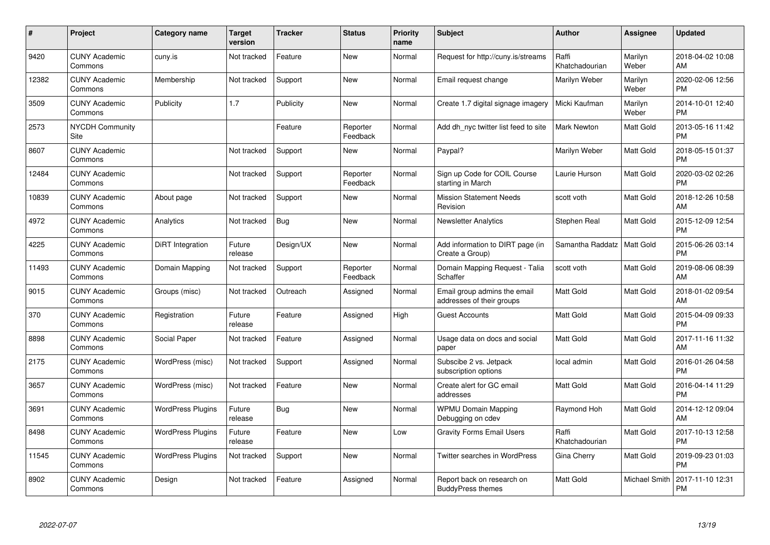| # | Project | Category name | Target version | Tracker | Status | Priority name | Subject | Author | Assignee | Updated |
|---|---|---|---|---|---|---|---|---|---|---|
| 9420 | CUNY Academic Commons | cuny.is | Not tracked | Feature | New | Normal | Request for http://cuny.is/streams | Raffi Khatchadourian | Marilyn Weber | 2018-04-02 10:08 AM |
| 12382 | CUNY Academic Commons | Membership | Not tracked | Support | New | Normal | Email request change | Marilyn Weber | Marilyn Weber | 2020-02-06 12:56 PM |
| 3509 | CUNY Academic Commons | Publicity | 1.7 | Publicity | New | Normal | Create 1.7 digital signage imagery | Micki Kaufman | Marilyn Weber | 2014-10-01 12:40 PM |
| 2573 | NYCDH Community Site | | | Feature | Reporter Feedback | Normal | Add dh_nyc twitter list feed to site | Mark Newton | Matt Gold | 2013-05-16 11:42 PM |
| 8607 | CUNY Academic Commons | | Not tracked | Support | New | Normal | Paypal? | Marilyn Weber | Matt Gold | 2018-05-15 01:37 PM |
| 12484 | CUNY Academic Commons | | Not tracked | Support | Reporter Feedback | Normal | Sign up Code for COIL Course starting in March | Laurie Hurson | Matt Gold | 2020-03-02 02:26 PM |
| 10839 | CUNY Academic Commons | About page | Not tracked | Support | New | Normal | Mission Statement Needs Revision | scott voth | Matt Gold | 2018-12-26 10:58 AM |
| 4972 | CUNY Academic Commons | Analytics | Not tracked | Bug | New | Normal | Newsletter Analytics | Stephen Real | Matt Gold | 2015-12-09 12:54 PM |
| 4225 | CUNY Academic Commons | DiRT Integration | Future release | Design/UX | New | Normal | Add information to DIRT page (in Create a Group) | Samantha Raddatz | Matt Gold | 2015-06-26 03:14 PM |
| 11493 | CUNY Academic Commons | Domain Mapping | Not tracked | Support | Reporter Feedback | Normal | Domain Mapping Request - Talia Schaffer | scott voth | Matt Gold | 2019-08-06 08:39 AM |
| 9015 | CUNY Academic Commons | Groups (misc) | Not tracked | Outreach | Assigned | Normal | Email group admins the email addresses of their groups | Matt Gold | Matt Gold | 2018-01-02 09:54 AM |
| 370 | CUNY Academic Commons | Registration | Future release | Feature | Assigned | High | Guest Accounts | Matt Gold | Matt Gold | 2015-04-09 09:33 PM |
| 8898 | CUNY Academic Commons | Social Paper | Not tracked | Feature | Assigned | Normal | Usage data on docs and social paper | Matt Gold | Matt Gold | 2017-11-16 11:32 AM |
| 2175 | CUNY Academic Commons | WordPress (misc) | Not tracked | Support | Assigned | Normal | Subscibe 2 vs. Jetpack subscription options | local admin | Matt Gold | 2016-01-26 04:58 PM |
| 3657 | CUNY Academic Commons | WordPress (misc) | Not tracked | Feature | New | Normal | Create alert for GC email addresses | Matt Gold | Matt Gold | 2016-04-14 11:29 PM |
| 3691 | CUNY Academic Commons | WordPress Plugins | Future release | Bug | New | Normal | WPMU Domain Mapping Debugging on cdev | Raymond Hoh | Matt Gold | 2014-12-12 09:04 AM |
| 8498 | CUNY Academic Commons | WordPress Plugins | Future release | Feature | New | Low | Gravity Forms Email Users | Raffi Khatchadourian | Matt Gold | 2017-10-13 12:58 PM |
| 11545 | CUNY Academic Commons | WordPress Plugins | Not tracked | Support | New | Normal | Twitter searches in WordPress | Gina Cherry | Matt Gold | 2019-09-23 01:03 PM |
| 8902 | CUNY Academic Commons | Design | Not tracked | Feature | Assigned | Normal | Report back on research on BuddyPress themes | Matt Gold | Michael Smith | 2017-11-10 12:31 PM |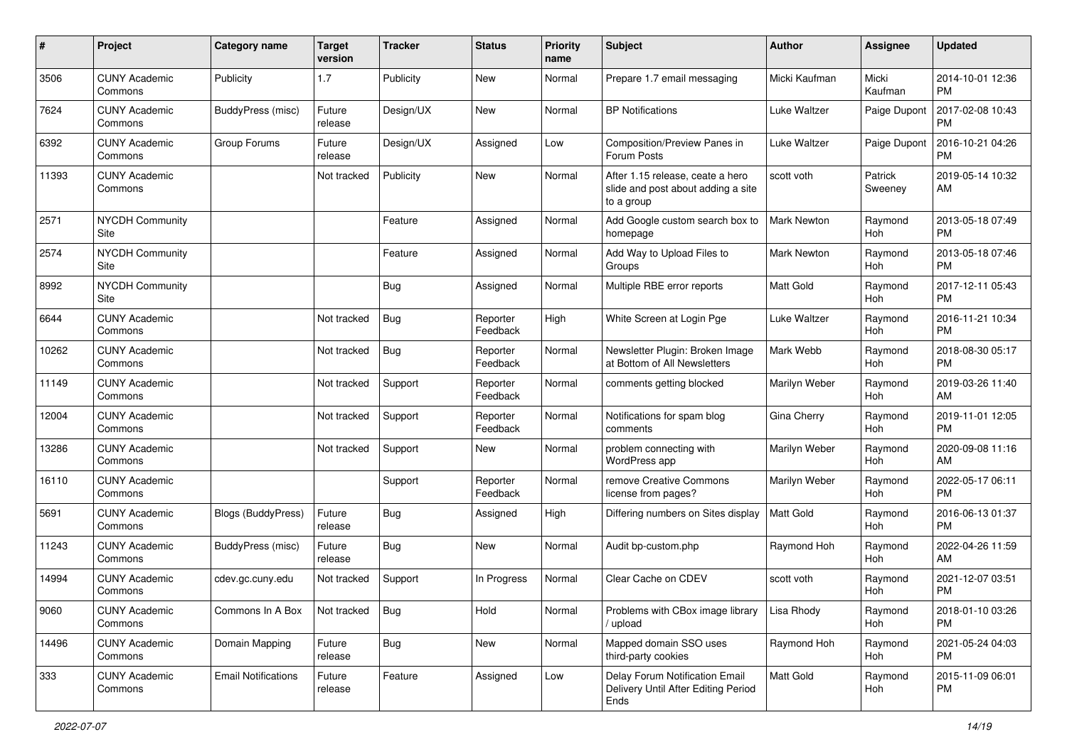| # | Project | Category name | Target version | Tracker | Status | Priority name | Subject | Author | Assignee | Updated |
|---|---|---|---|---|---|---|---|---|---|---|
| 3506 | CUNY Academic Commons | Publicity | 1.7 | Publicity | New | Normal | Prepare 1.7 email messaging | Micki Kaufman | Micki Kaufman | 2014-10-01 12:36 PM |
| 7624 | CUNY Academic Commons | BuddyPress (misc) | Future release | Design/UX | New | Normal | BP Notifications | Luke Waltzer | Paige Dupont | 2017-02-08 10:43 PM |
| 6392 | CUNY Academic Commons | Group Forums | Future release | Design/UX | Assigned | Low | Composition/Preview Panes in Forum Posts | Luke Waltzer | Paige Dupont | 2016-10-21 04:26 PM |
| 11393 | CUNY Academic Commons | | Not tracked | Publicity | New | Normal | After 1.15 release, ceate a hero slide and post about adding a site to a group | scott voth | Patrick Sweeney | 2019-05-14 10:32 AM |
| 2571 | NYCDH Community Site | | | Feature | Assigned | Normal | Add Google custom search box to homepage | Mark Newton | Raymond Hoh | 2013-05-18 07:49 PM |
| 2574 | NYCDH Community Site | | | Feature | Assigned | Normal | Add Way to Upload Files to Groups | Mark Newton | Raymond Hoh | 2013-05-18 07:46 PM |
| 8992 | NYCDH Community Site | | | Bug | Assigned | Normal | Multiple RBE error reports | Matt Gold | Raymond Hoh | 2017-12-11 05:43 PM |
| 6644 | CUNY Academic Commons | | Not tracked | Bug | Reporter Feedback | High | White Screen at Login Pge | Luke Waltzer | Raymond Hoh | 2016-11-21 10:34 PM |
| 10262 | CUNY Academic Commons | | Not tracked | Bug | Reporter Feedback | Normal | Newsletter Plugin: Broken Image at Bottom of All Newsletters | Mark Webb | Raymond Hoh | 2018-08-30 05:17 PM |
| 11149 | CUNY Academic Commons | | Not tracked | Support | Reporter Feedback | Normal | comments getting blocked | Marilyn Weber | Raymond Hoh | 2019-03-26 11:40 AM |
| 12004 | CUNY Academic Commons | | Not tracked | Support | Reporter Feedback | Normal | Notifications for spam blog comments | Gina Cherry | Raymond Hoh | 2019-11-01 12:05 PM |
| 13286 | CUNY Academic Commons | | Not tracked | Support | New | Normal | problem connecting with WordPress app | Marilyn Weber | Raymond Hoh | 2020-09-08 11:16 AM |
| 16110 | CUNY Academic Commons | | | Support | Reporter Feedback | Normal | remove Creative Commons license from pages? | Marilyn Weber | Raymond Hoh | 2022-05-17 06:11 PM |
| 5691 | CUNY Academic Commons | Blogs (BuddyPress) | Future release | Bug | Assigned | High | Differing numbers on Sites display | Matt Gold | Raymond Hoh | 2016-06-13 01:37 PM |
| 11243 | CUNY Academic Commons | BuddyPress (misc) | Future release | Bug | New | Normal | Audit bp-custom.php | Raymond Hoh | Raymond Hoh | 2022-04-26 11:59 AM |
| 14994 | CUNY Academic Commons | cdev.gc.cuny.edu | Not tracked | Support | In Progress | Normal | Clear Cache on CDEV | scott voth | Raymond Hoh | 2021-12-07 03:51 PM |
| 9060 | CUNY Academic Commons | Commons In A Box | Not tracked | Bug | Hold | Normal | Problems with CBox image library / upload | Lisa Rhody | Raymond Hoh | 2018-01-10 03:26 PM |
| 14496 | CUNY Academic Commons | Domain Mapping | Future release | Bug | New | Normal | Mapped domain SSO uses third-party cookies | Raymond Hoh | Raymond Hoh | 2021-05-24 04:03 PM |
| 333 | CUNY Academic Commons | Email Notifications | Future release | Feature | Assigned | Low | Delay Forum Notification Email Delivery Until After Editing Period Ends | Matt Gold | Raymond Hoh | 2015-11-09 06:01 PM |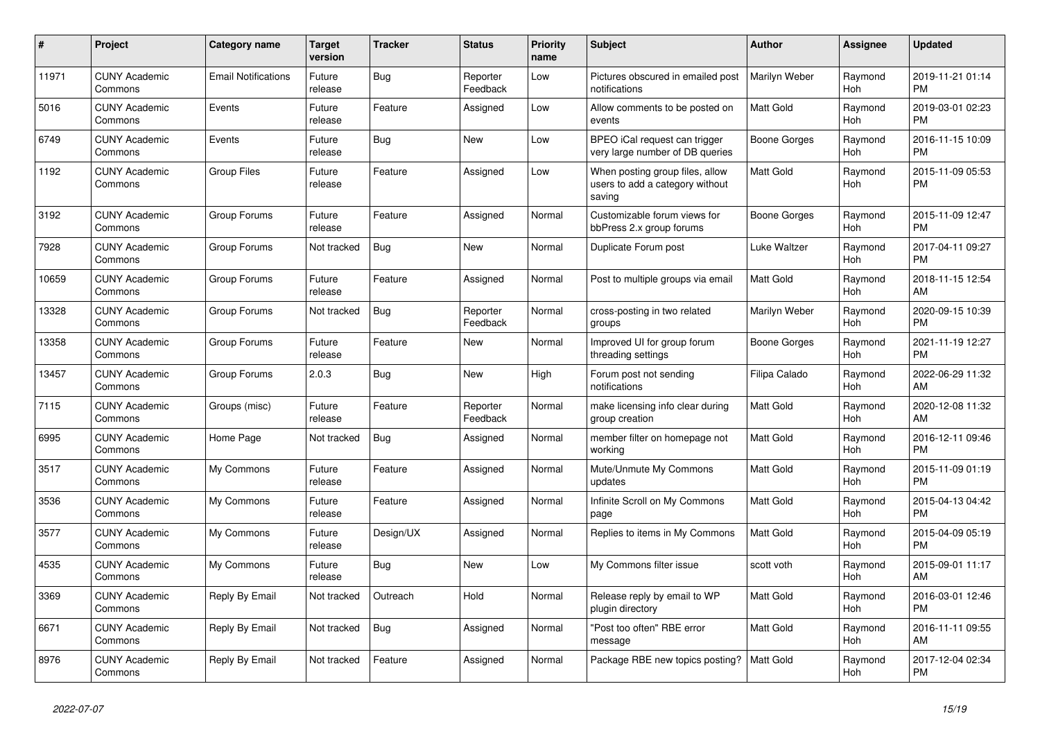| # | Project | Category name | Target version | Tracker | Status | Priority name | Subject | Author | Assignee | Updated |
|---|---|---|---|---|---|---|---|---|---|---|
| 11971 | CUNY Academic Commons | Email Notifications | Future release | Bug | Reporter Feedback | Low | Pictures obscured in emailed post notifications | Marilyn Weber | Raymond Hoh | 2019-11-21 01:14 PM |
| 5016 | CUNY Academic Commons | Events | Future release | Feature | Assigned | Low | Allow comments to be posted on events | Matt Gold | Raymond Hoh | 2019-03-01 02:23 PM |
| 6749 | CUNY Academic Commons | Events | Future release | Bug | New | Low | BPEO iCal request can trigger very large number of DB queries | Boone Gorges | Raymond Hoh | 2016-11-15 10:09 PM |
| 1192 | CUNY Academic Commons | Group Files | Future release | Feature | Assigned | Low | When posting group files, allow users to add a category without saving | Matt Gold | Raymond Hoh | 2015-11-09 05:53 PM |
| 3192 | CUNY Academic Commons | Group Forums | Future release | Feature | Assigned | Normal | Customizable forum views for bbPress 2.x group forums | Boone Gorges | Raymond Hoh | 2015-11-09 12:47 PM |
| 7928 | CUNY Academic Commons | Group Forums | Not tracked | Bug | New | Normal | Duplicate Forum post | Luke Waltzer | Raymond Hoh | 2017-04-11 09:27 PM |
| 10659 | CUNY Academic Commons | Group Forums | Future release | Feature | Assigned | Normal | Post to multiple groups via email | Matt Gold | Raymond Hoh | 2018-11-15 12:54 AM |
| 13328 | CUNY Academic Commons | Group Forums | Not tracked | Bug | Reporter Feedback | Normal | cross-posting in two related groups | Marilyn Weber | Raymond Hoh | 2020-09-15 10:39 PM |
| 13358 | CUNY Academic Commons | Group Forums | Future release | Feature | New | Normal | Improved UI for group forum threading settings | Boone Gorges | Raymond Hoh | 2021-11-19 12:27 PM |
| 13457 | CUNY Academic Commons | Group Forums | 2.0.3 | Bug | New | High | Forum post not sending notifications | Filipa Calado | Raymond Hoh | 2022-06-29 11:32 AM |
| 7115 | CUNY Academic Commons | Groups (misc) | Future release | Feature | Reporter Feedback | Normal | make licensing info clear during group creation | Matt Gold | Raymond Hoh | 2020-12-08 11:32 AM |
| 6995 | CUNY Academic Commons | Home Page | Not tracked | Bug | Assigned | Normal | member filter on homepage not working | Matt Gold | Raymond Hoh | 2016-12-11 09:46 PM |
| 3517 | CUNY Academic Commons | My Commons | Future release | Feature | Assigned | Normal | Mute/Unmute My Commons updates | Matt Gold | Raymond Hoh | 2015-11-09 01:19 PM |
| 3536 | CUNY Academic Commons | My Commons | Future release | Feature | Assigned | Normal | Infinite Scroll on My Commons page | Matt Gold | Raymond Hoh | 2015-04-13 04:42 PM |
| 3577 | CUNY Academic Commons | My Commons | Future release | Design/UX | Assigned | Normal | Replies to items in My Commons | Matt Gold | Raymond Hoh | 2015-04-09 05:19 PM |
| 4535 | CUNY Academic Commons | My Commons | Future release | Bug | New | Low | My Commons filter issue | scott voth | Raymond Hoh | 2015-09-01 11:17 AM |
| 3369 | CUNY Academic Commons | Reply By Email | Not tracked | Outreach | Hold | Normal | Release reply by email to WP plugin directory | Matt Gold | Raymond Hoh | 2016-03-01 12:46 PM |
| 6671 | CUNY Academic Commons | Reply By Email | Not tracked | Bug | Assigned | Normal | "Post too often" RBE error message | Matt Gold | Raymond Hoh | 2016-11-11 09:55 AM |
| 8976 | CUNY Academic Commons | Reply By Email | Not tracked | Feature | Assigned | Normal | Package RBE new topics posting? | Matt Gold | Raymond Hoh | 2017-12-04 02:34 PM |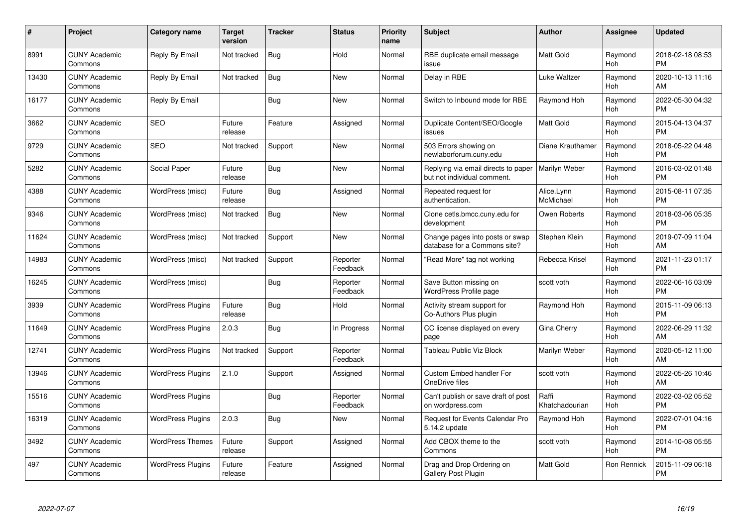| # | Project | Category name | Target version | Tracker | Status | Priority name | Subject | Author | Assignee | Updated |
|---|---|---|---|---|---|---|---|---|---|---|
| 8991 | CUNY Academic Commons | Reply By Email | Not tracked | Bug | Hold | Normal | RBE duplicate email message issue | Matt Gold | Raymond Hoh | 2018-02-18 08:53 PM |
| 13430 | CUNY Academic Commons | Reply By Email | Not tracked | Bug | New | Normal | Delay in RBE | Luke Waltzer | Raymond Hoh | 2020-10-13 11:16 AM |
| 16177 | CUNY Academic Commons | Reply By Email | | Bug | New | Normal | Switch to Inbound mode for RBE | Raymond Hoh | Raymond Hoh | 2022-05-30 04:32 PM |
| 3662 | CUNY Academic Commons | SEO | Future release | Feature | Assigned | Normal | Duplicate Content/SEO/Google issues | Matt Gold | Raymond Hoh | 2015-04-13 04:37 PM |
| 9729 | CUNY Academic Commons | SEO | Not tracked | Support | New | Normal | 503 Errors showing on newlaborforum.cuny.edu | Diane Krauthamer | Raymond Hoh | 2018-05-22 04:48 PM |
| 5282 | CUNY Academic Commons | Social Paper | Future release | Bug | New | Normal | Replying via email directs to paper but not individual comment. | Marilyn Weber | Raymond Hoh | 2016-03-02 01:48 PM |
| 4388 | CUNY Academic Commons | WordPress (misc) | Future release | Bug | Assigned | Normal | Repeated request for authentication. | Alice.Lynn McMichael | Raymond Hoh | 2015-08-11 07:35 PM |
| 9346 | CUNY Academic Commons | WordPress (misc) | Not tracked | Bug | New | Normal | Clone cetls.bmcc.cuny.edu for development | Owen Roberts | Raymond Hoh | 2018-03-06 05:35 PM |
| 11624 | CUNY Academic Commons | WordPress (misc) | Not tracked | Support | New | Normal | Change pages into posts or swap database for a Commons site? | Stephen Klein | Raymond Hoh | 2019-07-09 11:04 AM |
| 14983 | CUNY Academic Commons | WordPress (misc) | Not tracked | Support | Reporter Feedback | Normal | "Read More" tag not working | Rebecca Krisel | Raymond Hoh | 2021-11-23 01:17 PM |
| 16245 | CUNY Academic Commons | WordPress (misc) | | Bug | Reporter Feedback | Normal | Save Button missing on WordPress Profile page | scott voth | Raymond Hoh | 2022-06-16 03:09 PM |
| 3939 | CUNY Academic Commons | WordPress Plugins | Future release | Bug | Hold | Normal | Activity stream support for Co-Authors Plus plugin | Raymond Hoh | Raymond Hoh | 2015-11-09 06:13 PM |
| 11649 | CUNY Academic Commons | WordPress Plugins | 2.0.3 | Bug | In Progress | Normal | CC license displayed on every page | Gina Cherry | Raymond Hoh | 2022-06-29 11:32 AM |
| 12741 | CUNY Academic Commons | WordPress Plugins | Not tracked | Support | Reporter Feedback | Normal | Tableau Public Viz Block | Marilyn Weber | Raymond Hoh | 2020-05-12 11:00 AM |
| 13946 | CUNY Academic Commons | WordPress Plugins | 2.1.0 | Support | Assigned | Normal | Custom Embed handler For OneDrive files | scott voth | Raymond Hoh | 2022-05-26 10:46 AM |
| 15516 | CUNY Academic Commons | WordPress Plugins | | Bug | Reporter Feedback | Normal | Can't publish or save draft of post on wordpress.com | Raffi Khatchadourian | Raymond Hoh | 2022-03-02 05:52 PM |
| 16319 | CUNY Academic Commons | WordPress Plugins | 2.0.3 | Bug | New | Normal | Request for Events Calendar Pro 5.14.2 update | Raymond Hoh | Raymond Hoh | 2022-07-01 04:16 PM |
| 3492 | CUNY Academic Commons | WordPress Themes | Future release | Support | Assigned | Normal | Add CBOX theme to the Commons | scott voth | Raymond Hoh | 2014-10-08 05:55 PM |
| 497 | CUNY Academic Commons | WordPress Plugins | Future release | Feature | Assigned | Normal | Drag and Drop Ordering on Gallery Post Plugin | Matt Gold | Ron Rennick | 2015-11-09 06:18 PM |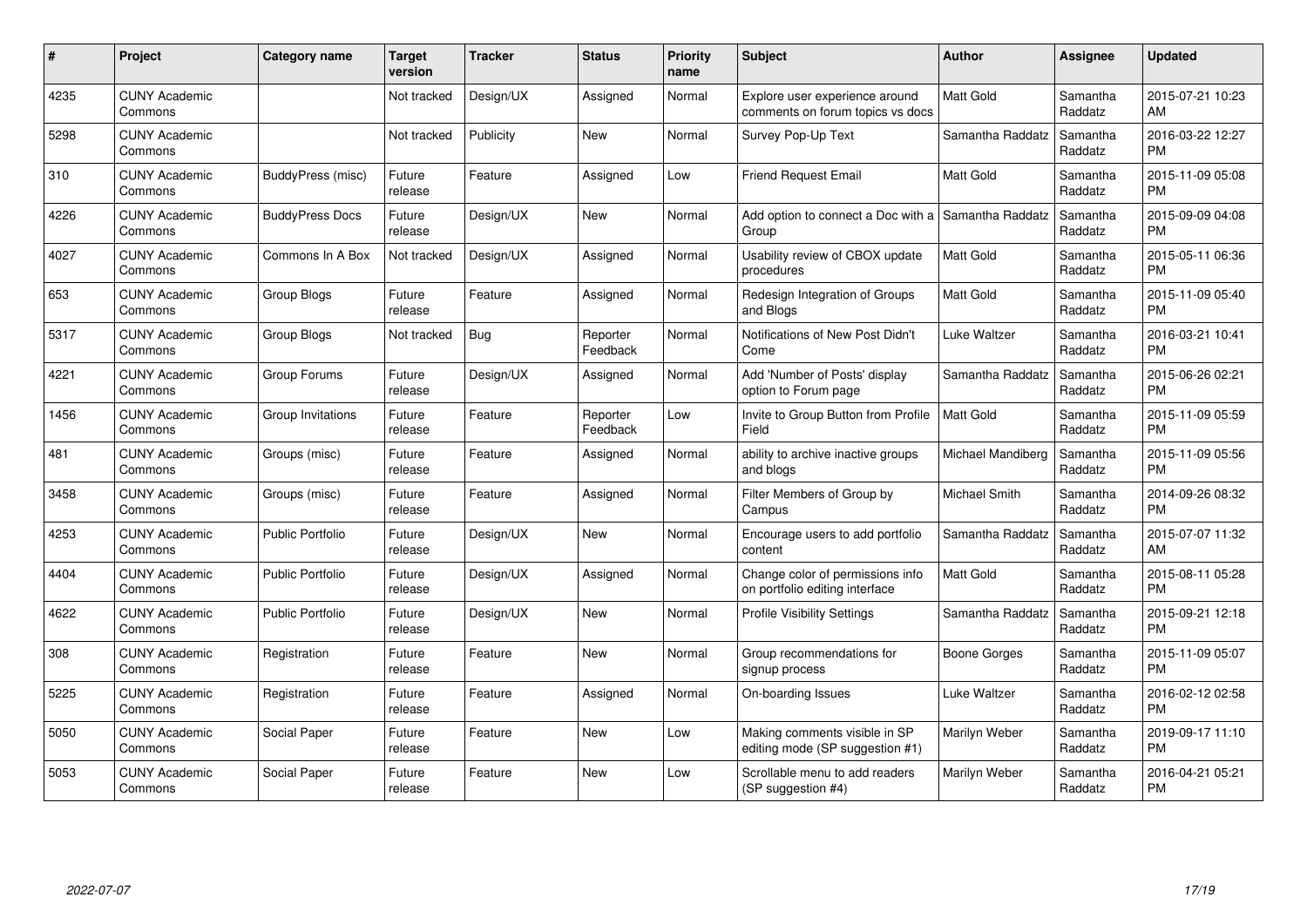| # | Project | Category name | Target version | Tracker | Status | Priority name | Subject | Author | Assignee | Updated |
|---|---|---|---|---|---|---|---|---|---|---|
| 4235 | CUNY Academic Commons | | Not tracked | Design/UX | Assigned | Normal | Explore user experience around comments on forum topics vs docs | Matt Gold | Samantha Raddatz | 2015-07-21 10:23 AM |
| 5298 | CUNY Academic Commons | | Not tracked | Publicity | New | Normal | Survey Pop-Up Text | Samantha Raddatz | Samantha Raddatz | 2016-03-22 12:27 PM |
| 310 | CUNY Academic Commons | BuddyPress (misc) | Future release | Feature | Assigned | Low | Friend Request Email | Matt Gold | Samantha Raddatz | 2015-11-09 05:08 PM |
| 4226 | CUNY Academic Commons | BuddyPress Docs | Future release | Design/UX | New | Normal | Add option to connect a Doc with a Group | Samantha Raddatz | Samantha Raddatz | 2015-09-09 04:08 PM |
| 4027 | CUNY Academic Commons | Commons In A Box | Not tracked | Design/UX | Assigned | Normal | Usability review of CBOX update procedures | Matt Gold | Samantha Raddatz | 2015-05-11 06:36 PM |
| 653 | CUNY Academic Commons | Group Blogs | Future release | Feature | Assigned | Normal | Redesign Integration of Groups and Blogs | Matt Gold | Samantha Raddatz | 2015-11-09 05:40 PM |
| 5317 | CUNY Academic Commons | Group Blogs | Not tracked | Bug | Reporter Feedback | Normal | Notifications of New Post Didn't Come | Luke Waltzer | Samantha Raddatz | 2016-03-21 10:41 PM |
| 4221 | CUNY Academic Commons | Group Forums | Future release | Design/UX | Assigned | Normal | Add 'Number of Posts' display option to Forum page | Samantha Raddatz | Samantha Raddatz | 2015-06-26 02:21 PM |
| 1456 | CUNY Academic Commons | Group Invitations | Future release | Feature | Reporter Feedback | Low | Invite to Group Button from Profile Field | Matt Gold | Samantha Raddatz | 2015-11-09 05:59 PM |
| 481 | CUNY Academic Commons | Groups (misc) | Future release | Feature | Assigned | Normal | ability to archive inactive groups and blogs | Michael Mandiberg | Samantha Raddatz | 2015-11-09 05:56 PM |
| 3458 | CUNY Academic Commons | Groups (misc) | Future release | Feature | Assigned | Normal | Filter Members of Group by Campus | Michael Smith | Samantha Raddatz | 2014-09-26 08:32 PM |
| 4253 | CUNY Academic Commons | Public Portfolio | Future release | Design/UX | New | Normal | Encourage users to add portfolio content | Samantha Raddatz | Samantha Raddatz | 2015-07-07 11:32 AM |
| 4404 | CUNY Academic Commons | Public Portfolio | Future release | Design/UX | Assigned | Normal | Change color of permissions info on portfolio editing interface | Matt Gold | Samantha Raddatz | 2015-08-11 05:28 PM |
| 4622 | CUNY Academic Commons | Public Portfolio | Future release | Design/UX | New | Normal | Profile Visibility Settings | Samantha Raddatz | Samantha Raddatz | 2015-09-21 12:18 PM |
| 308 | CUNY Academic Commons | Registration | Future release | Feature | New | Normal | Group recommendations for signup process | Boone Gorges | Samantha Raddatz | 2015-11-09 05:07 PM |
| 5225 | CUNY Academic Commons | Registration | Future release | Feature | Assigned | Normal | On-boarding Issues | Luke Waltzer | Samantha Raddatz | 2016-02-12 02:58 PM |
| 5050 | CUNY Academic Commons | Social Paper | Future release | Feature | New | Low | Making comments visible in SP editing mode (SP suggestion #1) | Marilyn Weber | Samantha Raddatz | 2019-09-17 11:10 PM |
| 5053 | CUNY Academic Commons | Social Paper | Future release | Feature | New | Low | Scrollable menu to add readers (SP suggestion #4) | Marilyn Weber | Samantha Raddatz | 2016-04-21 05:21 PM |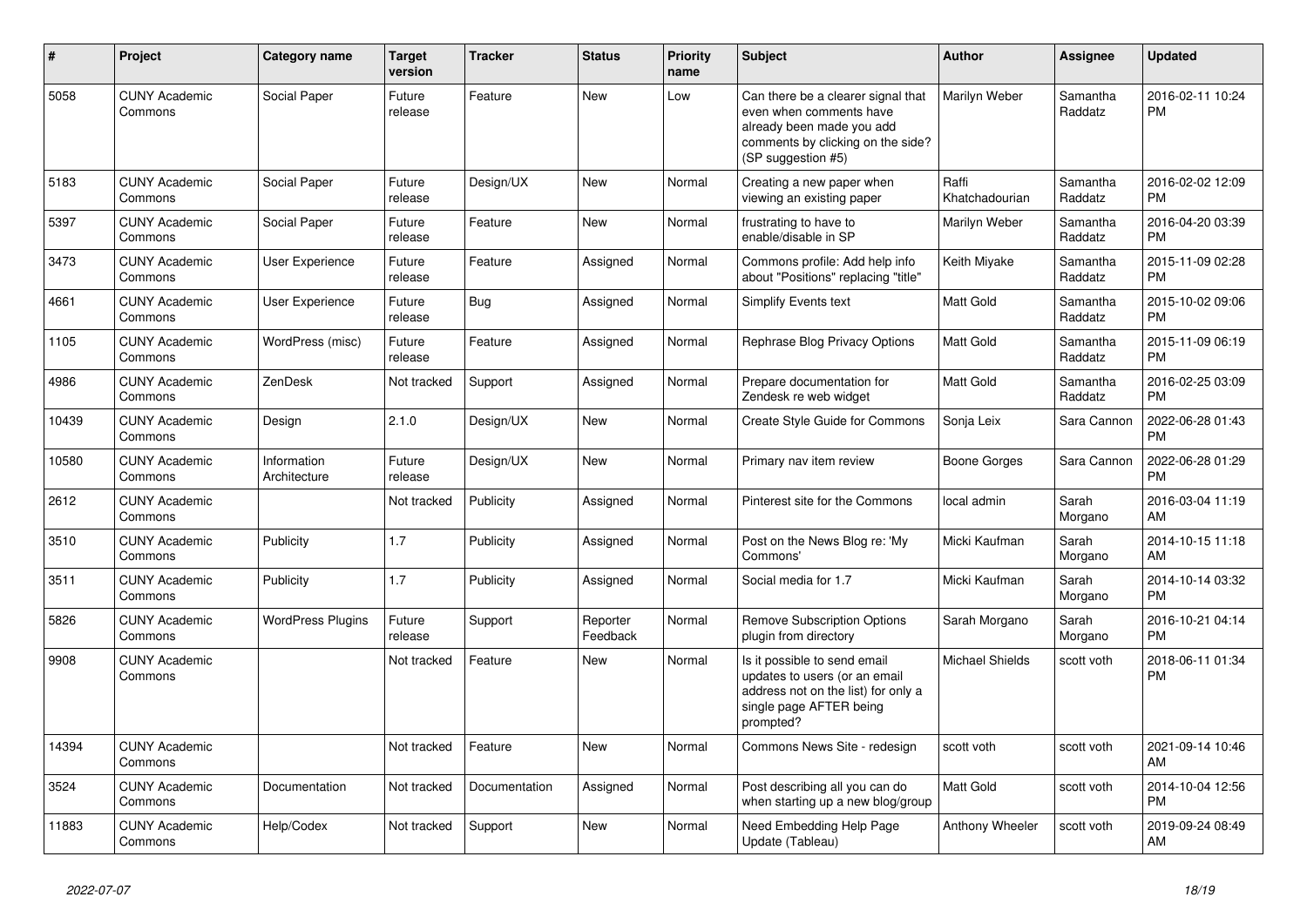| # | Project | Category name | Target version | Tracker | Status | Priority name | Subject | Author | Assignee | Updated |
|---|---|---|---|---|---|---|---|---|---|---|
| 5058 | CUNY Academic Commons | Social Paper | Future release | Feature | New | Low | Can there be a clearer signal that even when comments have already been made you add comments by clicking on the side? (SP suggestion #5) | Marilyn Weber | Samantha Raddatz | 2016-02-11 10:24 PM |
| 5183 | CUNY Academic Commons | Social Paper | Future release | Design/UX | New | Normal | Creating a new paper when viewing an existing paper | Raffi Khatchadourian | Samantha Raddatz | 2016-02-02 12:09 PM |
| 5397 | CUNY Academic Commons | Social Paper | Future release | Feature | New | Normal | frustrating to have to enable/disable in SP | Marilyn Weber | Samantha Raddatz | 2016-04-20 03:39 PM |
| 3473 | CUNY Academic Commons | User Experience | Future release | Feature | Assigned | Normal | Commons profile: Add help info about "Positions" replacing "title" | Keith Miyake | Samantha Raddatz | 2015-11-09 02:28 PM |
| 4661 | CUNY Academic Commons | User Experience | Future release | Bug | Assigned | Normal | Simplify Events text | Matt Gold | Samantha Raddatz | 2015-10-02 09:06 PM |
| 1105 | CUNY Academic Commons | WordPress (misc) | Future release | Feature | Assigned | Normal | Rephrase Blog Privacy Options | Matt Gold | Samantha Raddatz | 2015-11-09 06:19 PM |
| 4986 | CUNY Academic Commons | ZenDesk | Not tracked | Support | Assigned | Normal | Prepare documentation for Zendesk re web widget | Matt Gold | Samantha Raddatz | 2016-02-25 03:09 PM |
| 10439 | CUNY Academic Commons | Design | 2.1.0 | Design/UX | New | Normal | Create Style Guide for Commons | Sonja Leix | Sara Cannon | 2022-06-28 01:43 PM |
| 10580 | CUNY Academic Commons | Information Architecture | Future release | Design/UX | New | Normal | Primary nav item review | Boone Gorges | Sara Cannon | 2022-06-28 01:29 PM |
| 2612 | CUNY Academic Commons | | Not tracked | Publicity | Assigned | Normal | Pinterest site for the Commons | local admin | Sarah Morgano | 2016-03-04 11:19 AM |
| 3510 | CUNY Academic Commons | Publicity | 1.7 | Publicity | Assigned | Normal | Post on the News Blog re: 'My Commons' | Micki Kaufman | Sarah Morgano | 2014-10-15 11:18 AM |
| 3511 | CUNY Academic Commons | Publicity | 1.7 | Publicity | Assigned | Normal | Social media for 1.7 | Micki Kaufman | Sarah Morgano | 2014-10-14 03:32 PM |
| 5826 | CUNY Academic Commons | WordPress Plugins | Future release | Support | Reporter Feedback | Normal | Remove Subscription Options plugin from directory | Sarah Morgano | Sarah Morgano | 2016-10-21 04:14 PM |
| 9908 | CUNY Academic Commons | | Not tracked | Feature | New | Normal | Is it possible to send email updates to users (or an email address not on the list) for only a single page AFTER being prompted? | Michael Shields | scott voth | 2018-06-11 01:34 PM |
| 14394 | CUNY Academic Commons | | Not tracked | Feature | New | Normal | Commons News Site - redesign | scott voth | scott voth | 2021-09-14 10:46 AM |
| 3524 | CUNY Academic Commons | Documentation | Not tracked | Documentation | Assigned | Normal | Post describing all you can do when starting up a new blog/group | Matt Gold | scott voth | 2014-10-04 12:56 PM |
| 11883 | CUNY Academic Commons | Help/Codex | Not tracked | Support | New | Normal | Need Embedding Help Page Update (Tableau) | Anthony Wheeler | scott voth | 2019-09-24 08:49 AM |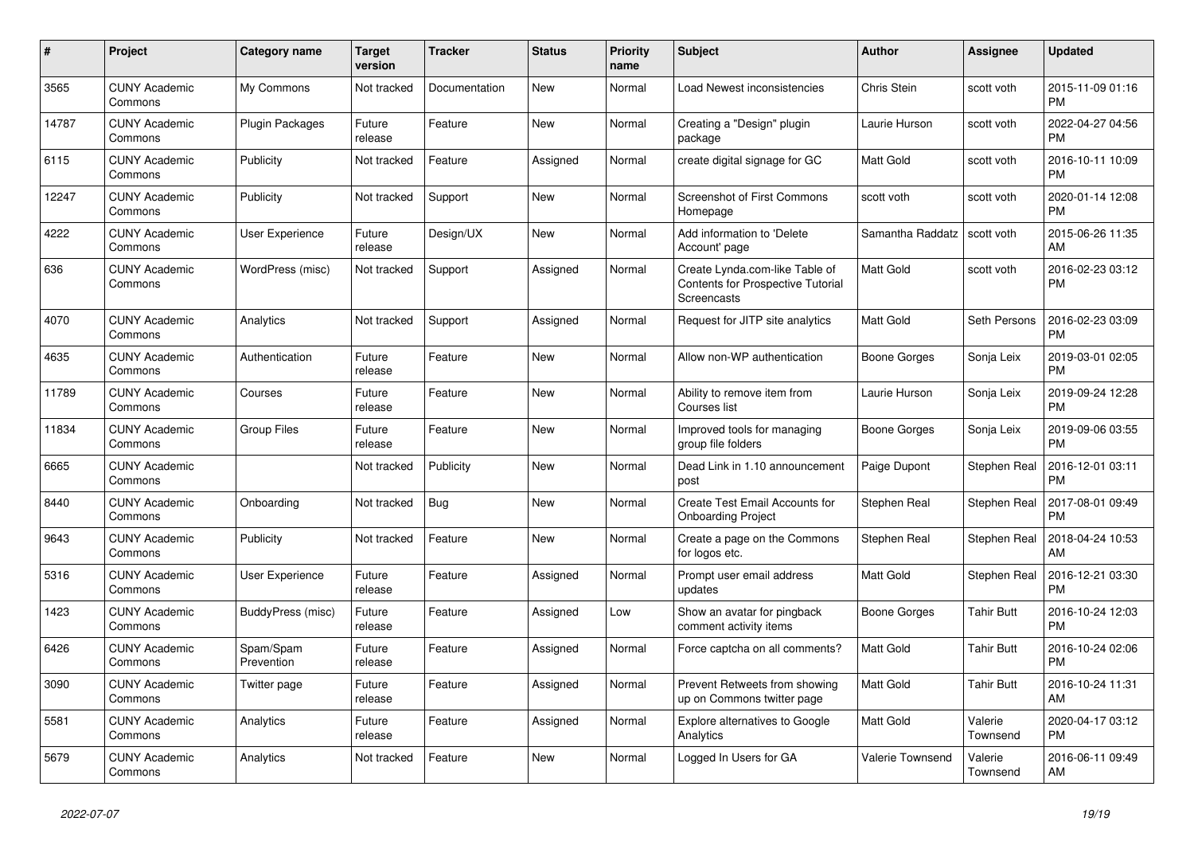| # | Project | Category name | Target version | Tracker | Status | Priority name | Subject | Author | Assignee | Updated |
|---|---|---|---|---|---|---|---|---|---|---|
| 3565 | CUNY Academic Commons | My Commons | Not tracked | Documentation | New | Normal | Load Newest inconsistencies | Chris Stein | scott voth | 2015-11-09 01:16 PM |
| 14787 | CUNY Academic Commons | Plugin Packages | Future release | Feature | New | Normal | Creating a "Design" plugin package | Laurie Hurson | scott voth | 2022-04-27 04:56 PM |
| 6115 | CUNY Academic Commons | Publicity | Not tracked | Feature | Assigned | Normal | create digital signage for GC | Matt Gold | scott voth | 2016-10-11 10:09 PM |
| 12247 | CUNY Academic Commons | Publicity | Not tracked | Support | New | Normal | Screenshot of First Commons Homepage | scott voth | scott voth | 2020-01-14 12:08 PM |
| 4222 | CUNY Academic Commons | User Experience | Future release | Design/UX | New | Normal | Add information to 'Delete Account' page | Samantha Raddatz | scott voth | 2015-06-26 11:35 AM |
| 636 | CUNY Academic Commons | WordPress (misc) | Not tracked | Support | Assigned | Normal | Create Lynda.com-like Table of Contents for Prospective Tutorial Screencasts | Matt Gold | scott voth | 2016-02-23 03:12 PM |
| 4070 | CUNY Academic Commons | Analytics | Not tracked | Support | Assigned | Normal | Request for JITP site analytics | Matt Gold | Seth Persons | 2016-02-23 03:09 PM |
| 4635 | CUNY Academic Commons | Authentication | Future release | Feature | New | Normal | Allow non-WP authentication | Boone Gorges | Sonja Leix | 2019-03-01 02:05 PM |
| 11789 | CUNY Academic Commons | Courses | Future release | Feature | New | Normal | Ability to remove item from Courses list | Laurie Hurson | Sonja Leix | 2019-09-24 12:28 PM |
| 11834 | CUNY Academic Commons | Group Files | Future release | Feature | New | Normal | Improved tools for managing group file folders | Boone Gorges | Sonja Leix | 2019-09-06 03:55 PM |
| 6665 | CUNY Academic Commons | | Not tracked | Publicity | New | Normal | Dead Link in 1.10 announcement post | Paige Dupont | Stephen Real | 2016-12-01 03:11 PM |
| 8440 | CUNY Academic Commons | Onboarding | Not tracked | Bug | New | Normal | Create Test Email Accounts for Onboarding Project | Stephen Real | Stephen Real | 2017-08-01 09:49 PM |
| 9643 | CUNY Academic Commons | Publicity | Not tracked | Feature | New | Normal | Create a page on the Commons for logos etc. | Stephen Real | Stephen Real | 2018-04-24 10:53 AM |
| 5316 | CUNY Academic Commons | User Experience | Future release | Feature | Assigned | Normal | Prompt user email address updates | Matt Gold | Stephen Real | 2016-12-21 03:30 PM |
| 1423 | CUNY Academic Commons | BuddyPress (misc) | Future release | Feature | Assigned | Low | Show an avatar for pingback comment activity items | Boone Gorges | Tahir Butt | 2016-10-24 12:03 PM |
| 6426 | CUNY Academic Commons | Spam/Spam Prevention | Future release | Feature | Assigned | Normal | Force captcha on all comments? | Matt Gold | Tahir Butt | 2016-10-24 02:06 PM |
| 3090 | CUNY Academic Commons | Twitter page | Future release | Feature | Assigned | Normal | Prevent Retweets from showing up on Commons twitter page | Matt Gold | Tahir Butt | 2016-10-24 11:31 AM |
| 5581 | CUNY Academic Commons | Analytics | Future release | Feature | Assigned | Normal | Explore alternatives to Google Analytics | Matt Gold | Valerie Townsend | 2020-04-17 03:12 PM |
| 5679 | CUNY Academic Commons | Analytics | Not tracked | Feature | New | Normal | Logged In Users for GA | Valerie Townsend | Valerie Townsend | 2016-06-11 09:49 AM |